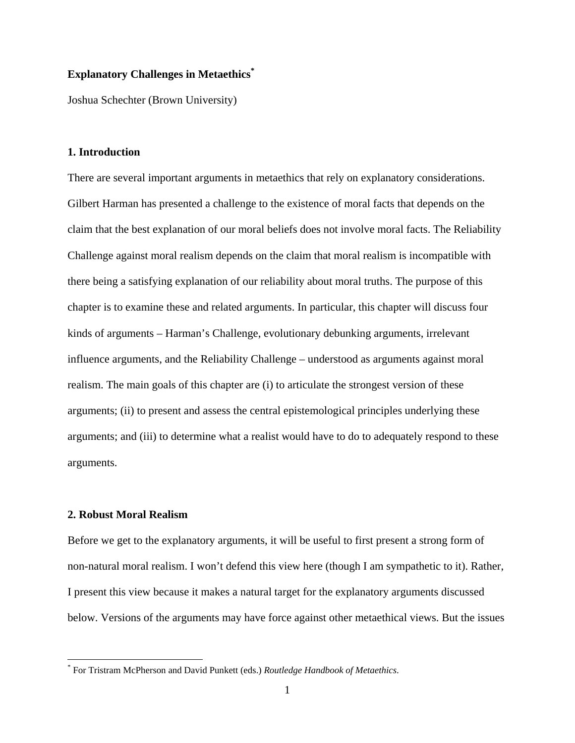# Explanatory Challenges in Metaethics[*]

Joshua Schechter (Brown University)

## 1. Introduction

There are several important arguments in metaethics that rely on explanatory considerations. Gilbert Harman has presented a challenge to the existence of moral facts that depends on the claim that the best explanation of our moral beliefs does not involve moral facts. The Reliability Challenge against moral realism depends on the claim that moral realism is incompatible with there being a satisfying explanation of our reliability about moral truths. The purpose of this chapter is to examine these and related arguments. In particular, this chapter will discuss four kinds of arguments – Harman's Challenge, evolutionary debunking arguments, irrelevant influence arguments, and the Reliability Challenge – understood as arguments against moral realism. The main goals of this chapter are (i) to articulate the strongest version of these arguments; (ii) to present and assess the central epistemological principles underlying these arguments; and (iii) to determine what a realist would have to do to adequately respond to these arguments.

## 2. Robust Moral Realism

Before we get to the explanatory arguments, it will be useful to first present a strong form of non-natural moral realism. I won't defend this view here (though I am sympathetic to it). Rather, I present this view because it makes a natural target for the explanatory arguments discussed below. Versions of the arguments may have force against other metaethical views. But the issues

[*] For Tristram McPherson and David Punkett (eds.) *Routledge Handbook of Metaethics*.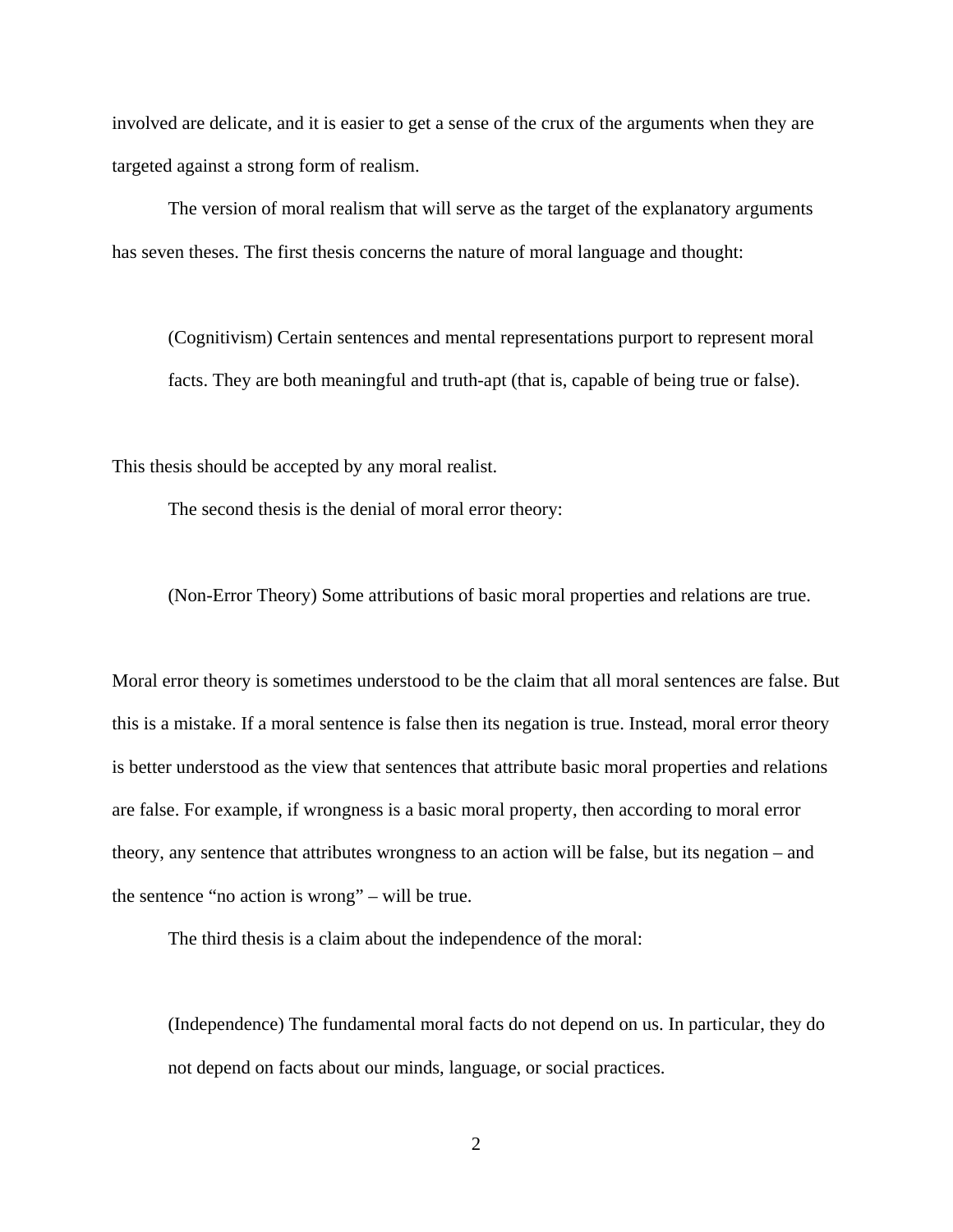involved are delicate, and it is easier to get a sense of the crux of the arguments when they are targeted against a strong form of realism.

The version of moral realism that will serve as the target of the explanatory arguments has seven theses. The first thesis concerns the nature of moral language and thought:

> (Cognitivism) Certain sentences and mental representations purport to represent moral facts. They are both meaningful and truth-apt (that is, capable of being true or false).

This thesis should be accepted by any moral realist.

The second thesis is the denial of moral error theory:

> (Non-Error Theory) Some attributions of basic moral properties and relations are true.

Moral error theory is sometimes understood to be the claim that all moral sentences are false. But this is a mistake. If a moral sentence is false then its negation is true. Instead, moral error theory is better understood as the view that sentences that attribute basic moral properties and relations are false. For example, if wrongness is a basic moral property, then according to moral error theory, any sentence that attributes wrongness to an action will be false, but its negation – and the sentence "no action is wrong" – will be true.

The third thesis is a claim about the independence of the moral:

> (Independence) The fundamental moral facts do not depend on us. In particular, they do not depend on facts about our minds, language, or social practices.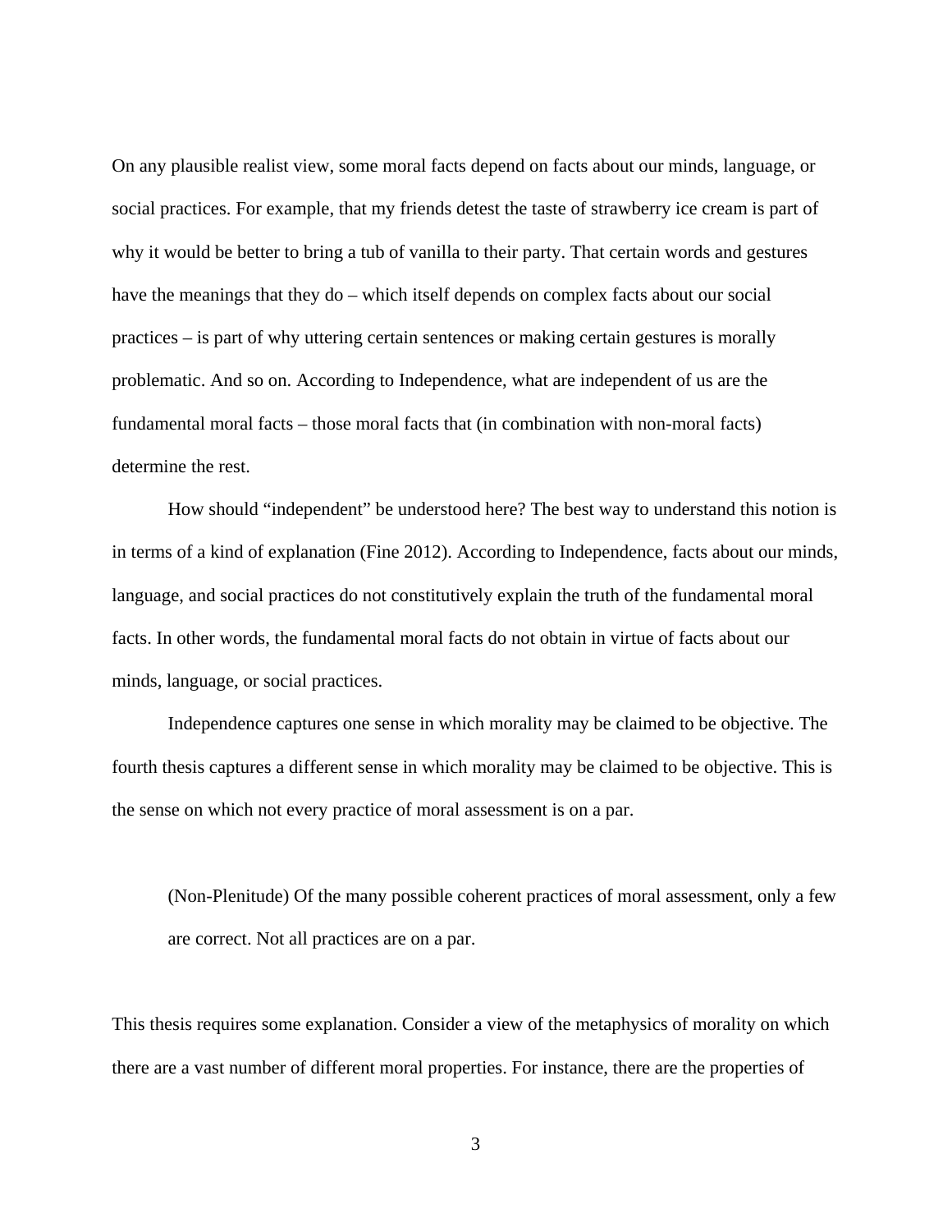On any plausible realist view, some moral facts depend on facts about our minds, language, or social practices. For example, that my friends detest the taste of strawberry ice cream is part of why it would be better to bring a tub of vanilla to their party. That certain words and gestures have the meanings that they do – which itself depends on complex facts about our social practices – is part of why uttering certain sentences or making certain gestures is morally problematic. And so on. According to Independence, what are independent of us are the fundamental moral facts – those moral facts that (in combination with non-moral facts) determine the rest.

How should "independent" be understood here? The best way to understand this notion is in terms of a kind of explanation (Fine 2012). According to Independence, facts about our minds, language, and social practices do not constitutively explain the truth of the fundamental moral facts. In other words, the fundamental moral facts do not obtain in virtue of facts about our minds, language, or social practices.

Independence captures one sense in which morality may be claimed to be objective. The fourth thesis captures a different sense in which morality may be claimed to be objective. This is the sense on which not every practice of moral assessment is on a par.

> (Non-Plenitude) Of the many possible coherent practices of moral assessment, only a few are correct. Not all practices are on a par.

This thesis requires some explanation. Consider a view of the metaphysics of morality on which there are a vast number of different moral properties. For instance, there are the properties of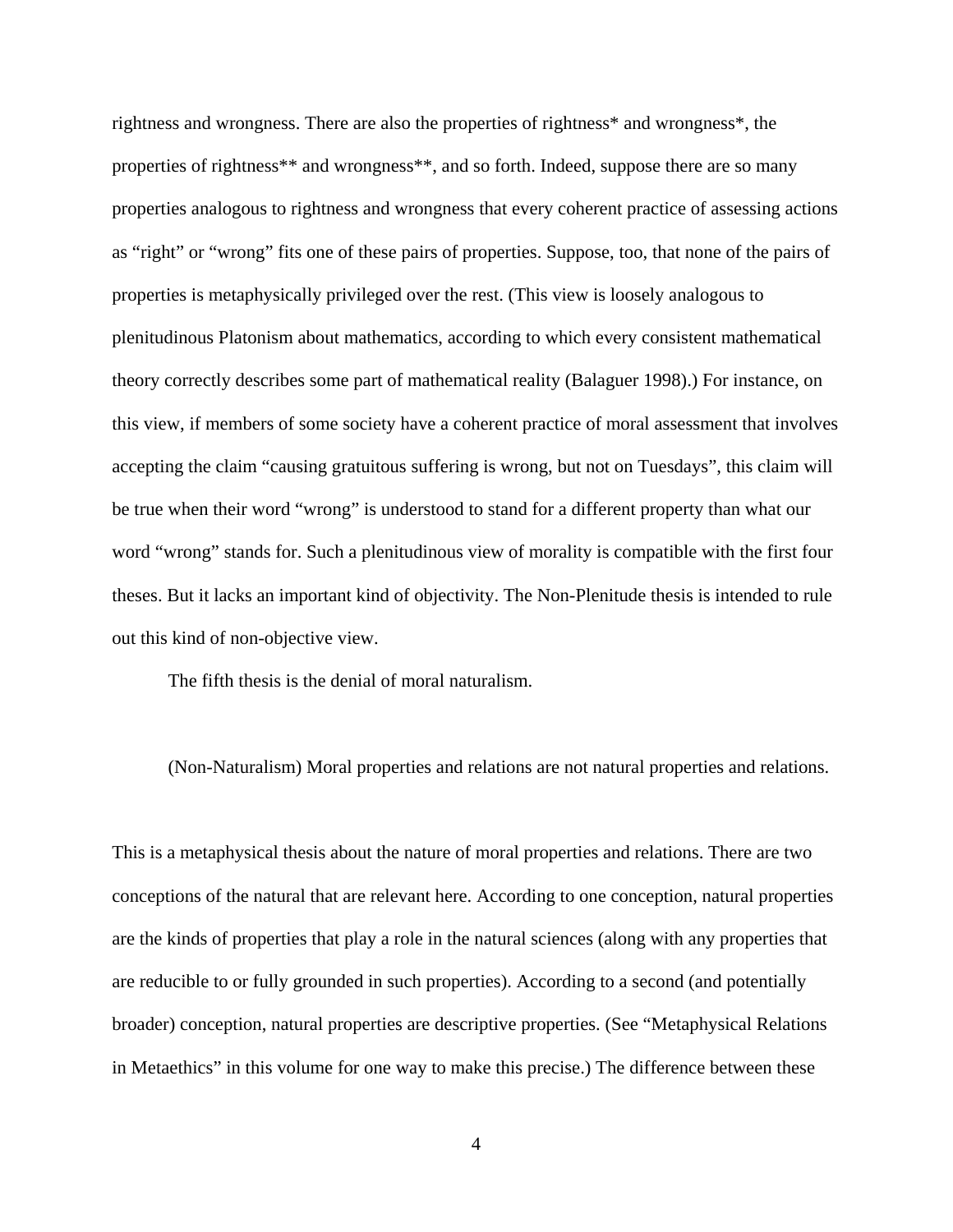rightness and wrongness. There are also the properties of rightness* and wrongness*, the properties of rightness** and wrongness**, and so forth. Indeed, suppose there are so many properties analogous to rightness and wrongness that every coherent practice of assessing actions as "right" or "wrong" fits one of these pairs of properties. Suppose, too, that none of the pairs of properties is metaphysically privileged over the rest. (This view is loosely analogous to plenitudinous Platonism about mathematics, according to which every consistent mathematical theory correctly describes some part of mathematical reality (Balaguer 1998).) For instance, on this view, if members of some society have a coherent practice of moral assessment that involves accepting the claim "causing gratuitous suffering is wrong, but not on Tuesdays", this claim will be true when their word "wrong" is understood to stand for a different property than what our word "wrong" stands for. Such a plenitudinous view of morality is compatible with the first four theses. But it lacks an important kind of objectivity. The Non-Plenitude thesis is intended to rule out this kind of non-objective view.

The fifth thesis is the denial of moral naturalism.

(Non-Naturalism) Moral properties and relations are not natural properties and relations.

This is a metaphysical thesis about the nature of moral properties and relations. There are two conceptions of the natural that are relevant here. According to one conception, natural properties are the kinds of properties that play a role in the natural sciences (along with any properties that are reducible to or fully grounded in such properties). According to a second (and potentially broader) conception, natural properties are descriptive properties. (See "Metaphysical Relations in Metaethics" in this volume for one way to make this precise.) The difference between these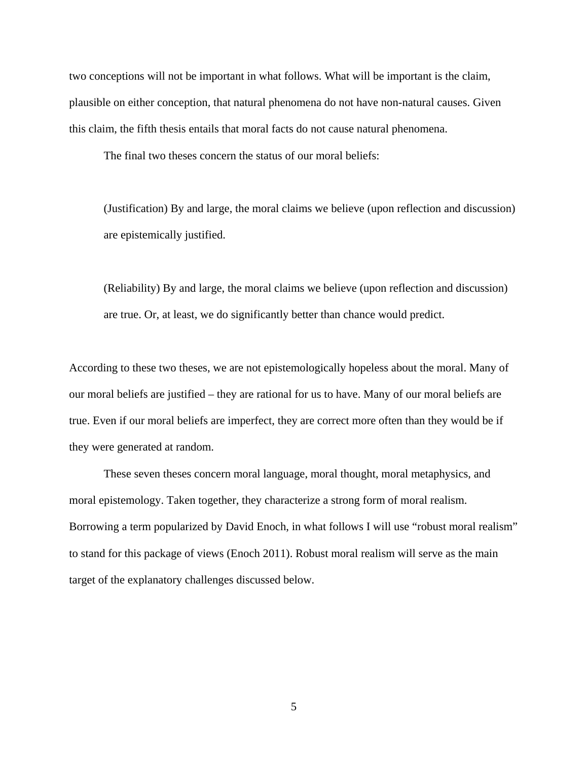two conceptions will not be important in what follows. What will be important is the claim, plausible on either conception, that natural phenomena do not have non-natural causes. Given this claim, the fifth thesis entails that moral facts do not cause natural phenomena.

The final two theses concern the status of our moral beliefs:

> (Justification) By and large, the moral claims we believe (upon reflection and discussion) are epistemically justified.

> (Reliability) By and large, the moral claims we believe (upon reflection and discussion) are true. Or, at least, we do significantly better than chance would predict.

According to these two theses, we are not epistemologically hopeless about the moral. Many of our moral beliefs are justified – they are rational for us to have. Many of our moral beliefs are true. Even if our moral beliefs are imperfect, they are correct more often than they would be if they were generated at random.

These seven theses concern moral language, moral thought, moral metaphysics, and moral epistemology. Taken together, they characterize a strong form of moral realism. Borrowing a term popularized by David Enoch, in what follows I will use "robust moral realism" to stand for this package of views (Enoch 2011). Robust moral realism will serve as the main target of the explanatory challenges discussed below.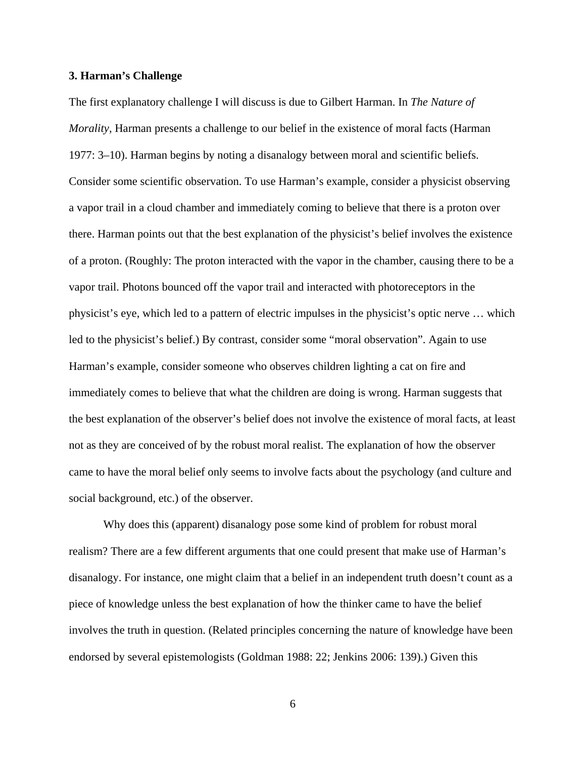### 3. Harman's Challenge

The first explanatory challenge I will discuss is due to Gilbert Harman. In *The Nature of Morality*, Harman presents a challenge to our belief in the existence of moral facts (Harman 1977: 3–10). Harman begins by noting a disanalogy between moral and scientific beliefs. Consider some scientific observation. To use Harman's example, consider a physicist observing a vapor trail in a cloud chamber and immediately coming to believe that there is a proton over there. Harman points out that the best explanation of the physicist's belief involves the existence of a proton. (Roughly: The proton interacted with the vapor in the chamber, causing there to be a vapor trail. Photons bounced off the vapor trail and interacted with photoreceptors in the physicist's eye, which led to a pattern of electric impulses in the physicist's optic nerve … which led to the physicist's belief.) By contrast, consider some "moral observation". Again to use Harman's example, consider someone who observes children lighting a cat on fire and immediately comes to believe that what the children are doing is wrong. Harman suggests that the best explanation of the observer's belief does not involve the existence of moral facts, at least not as they are conceived of by the robust moral realist. The explanation of how the observer came to have the moral belief only seems to involve facts about the psychology (and culture and social background, etc.) of the observer.

Why does this (apparent) disanalogy pose some kind of problem for robust moral realism? There are a few different arguments that one could present that make use of Harman's disanalogy. For instance, one might claim that a belief in an independent truth doesn't count as a piece of knowledge unless the best explanation of how the thinker came to have the belief involves the truth in question. (Related principles concerning the nature of knowledge have been endorsed by several epistemologists (Goldman 1988: 22; Jenkins 2006: 139).) Given this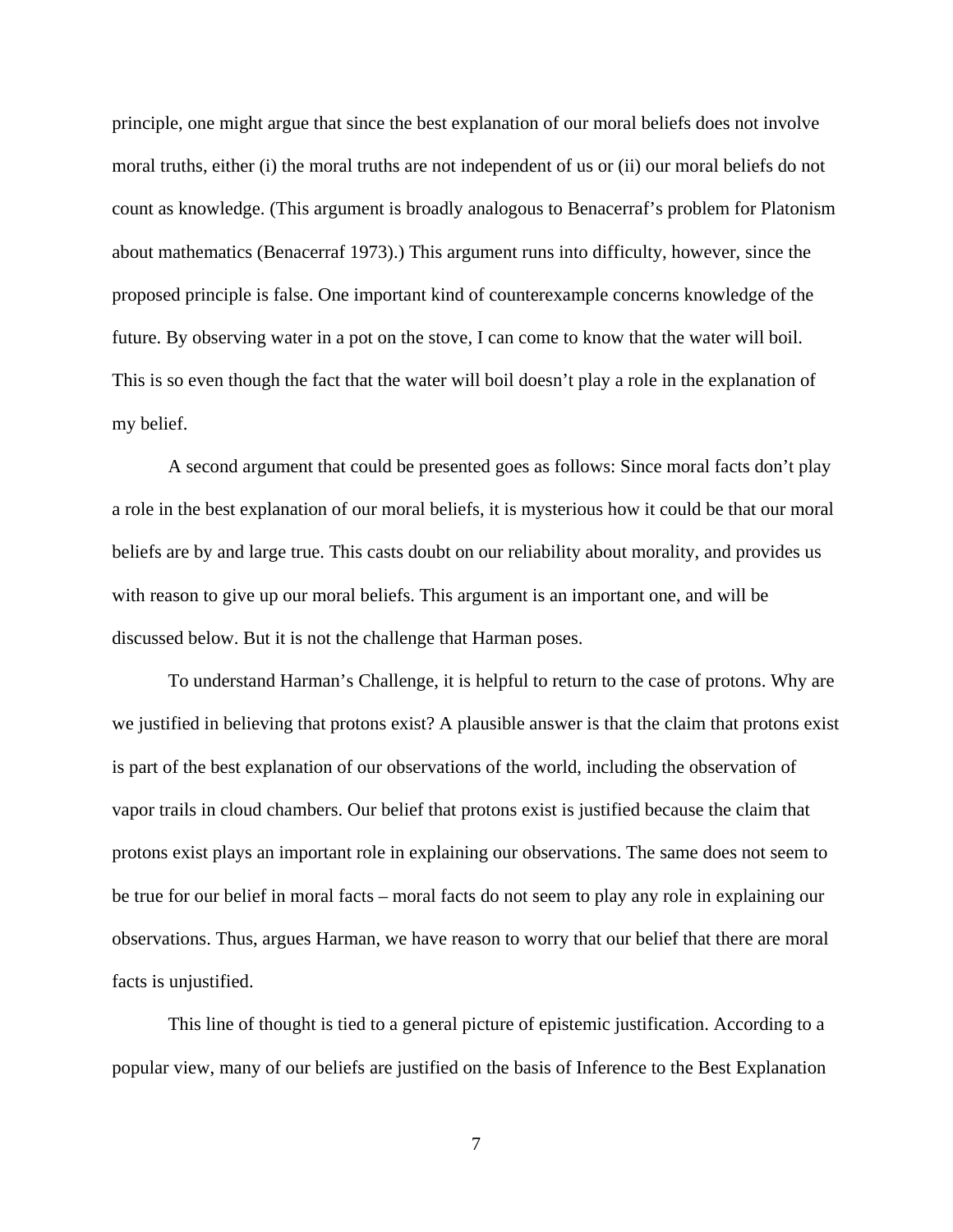principle, one might argue that since the best explanation of our moral beliefs does not involve moral truths, either (i) the moral truths are not independent of us or (ii) our moral beliefs do not count as knowledge. (This argument is broadly analogous to Benacerraf's problem for Platonism about mathematics (Benacerraf 1973).) This argument runs into difficulty, however, since the proposed principle is false. One important kind of counterexample concerns knowledge of the future. By observing water in a pot on the stove, I can come to know that the water will boil. This is so even though the fact that the water will boil doesn't play a role in the explanation of my belief.

A second argument that could be presented goes as follows: Since moral facts don't play a role in the best explanation of our moral beliefs, it is mysterious how it could be that our moral beliefs are by and large true. This casts doubt on our reliability about morality, and provides us with reason to give up our moral beliefs. This argument is an important one, and will be discussed below. But it is not the challenge that Harman poses.

To understand Harman's Challenge, it is helpful to return to the case of protons. Why are we justified in believing that protons exist? A plausible answer is that the claim that protons exist is part of the best explanation of our observations of the world, including the observation of vapor trails in cloud chambers. Our belief that protons exist is justified because the claim that protons exist plays an important role in explaining our observations. The same does not seem to be true for our belief in moral facts – moral facts do not seem to play any role in explaining our observations. Thus, argues Harman, we have reason to worry that our belief that there are moral facts is unjustified.

This line of thought is tied to a general picture of epistemic justification. According to a popular view, many of our beliefs are justified on the basis of Inference to the Best Explanation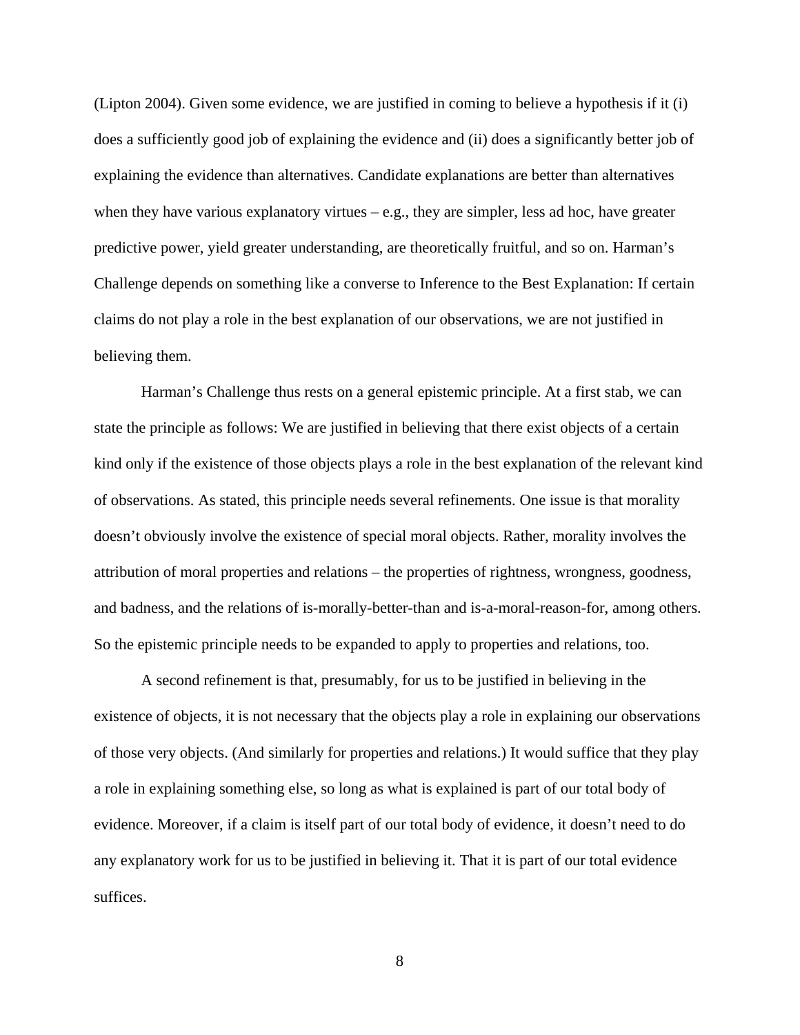(Lipton 2004). Given some evidence, we are justified in coming to believe a hypothesis if it (i) does a sufficiently good job of explaining the evidence and (ii) does a significantly better job of explaining the evidence than alternatives. Candidate explanations are better than alternatives when they have various explanatory virtues – e.g., they are simpler, less ad hoc, have greater predictive power, yield greater understanding, are theoretically fruitful, and so on. Harman's Challenge depends on something like a converse to Inference to the Best Explanation: If certain claims do not play a role in the best explanation of our observations, we are not justified in believing them.

Harman's Challenge thus rests on a general epistemic principle. At a first stab, we can state the principle as follows: We are justified in believing that there exist objects of a certain kind only if the existence of those objects plays a role in the best explanation of the relevant kind of observations. As stated, this principle needs several refinements. One issue is that morality doesn't obviously involve the existence of special moral objects. Rather, morality involves the attribution of moral properties and relations – the properties of rightness, wrongness, goodness, and badness, and the relations of is-morally-better-than and is-a-moral-reason-for, among others. So the epistemic principle needs to be expanded to apply to properties and relations, too.

A second refinement is that, presumably, for us to be justified in believing in the existence of objects, it is not necessary that the objects play a role in explaining our observations of those very objects. (And similarly for properties and relations.) It would suffice that they play a role in explaining something else, so long as what is explained is part of our total body of evidence. Moreover, if a claim is itself part of our total body of evidence, it doesn't need to do any explanatory work for us to be justified in believing it. That it is part of our total evidence suffices.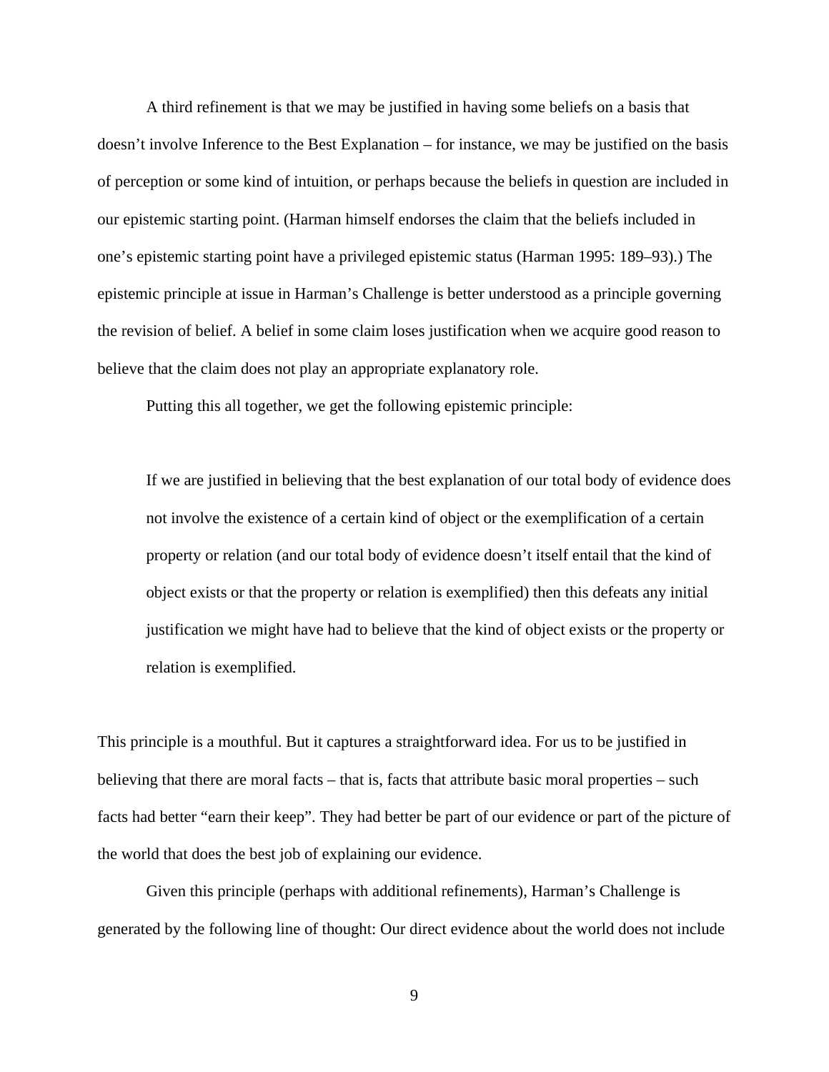A third refinement is that we may be justified in having some beliefs on a basis that doesn't involve Inference to the Best Explanation – for instance, we may be justified on the basis of perception or some kind of intuition, or perhaps because the beliefs in question are included in our epistemic starting point. (Harman himself endorses the claim that the beliefs included in one's epistemic starting point have a privileged epistemic status (Harman 1995: 189–93).) The epistemic principle at issue in Harman's Challenge is better understood as a principle governing the revision of belief. A belief in some claim loses justification when we acquire good reason to believe that the claim does not play an appropriate explanatory role.

Putting this all together, we get the following epistemic principle:

> If we are justified in believing that the best explanation of our total body of evidence does not involve the existence of a certain kind of object or the exemplification of a certain property or relation (and our total body of evidence doesn't itself entail that the kind of object exists or that the property or relation is exemplified) then this defeats any initial justification we might have had to believe that the kind of object exists or the property or relation is exemplified.

This principle is a mouthful. But it captures a straightforward idea. For us to be justified in believing that there are moral facts – that is, facts that attribute basic moral properties – such facts had better "earn their keep". They had better be part of our evidence or part of the picture of the world that does the best job of explaining our evidence.

Given this principle (perhaps with additional refinements), Harman's Challenge is generated by the following line of thought: Our direct evidence about the world does not include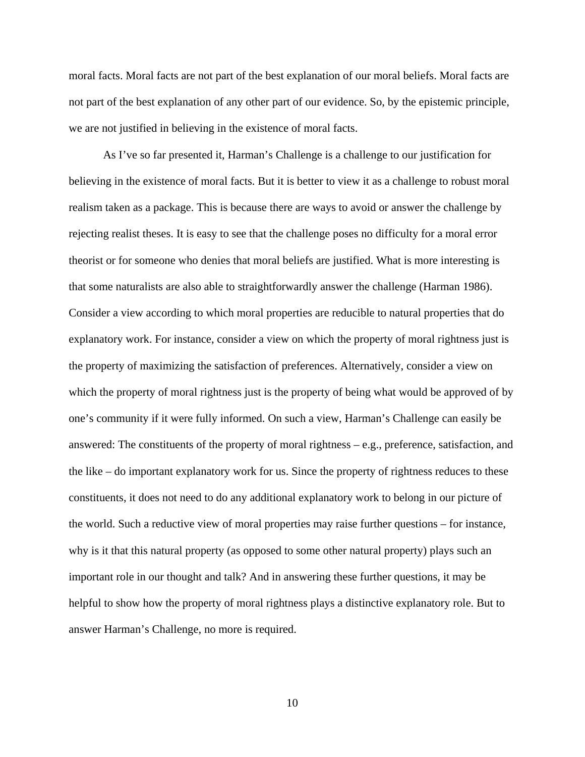moral facts. Moral facts are not part of the best explanation of our moral beliefs. Moral facts are not part of the best explanation of any other part of our evidence. So, by the epistemic principle, we are not justified in believing in the existence of moral facts.

As I've so far presented it, Harman's Challenge is a challenge to our justification for believing in the existence of moral facts. But it is better to view it as a challenge to robust moral realism taken as a package. This is because there are ways to avoid or answer the challenge by rejecting realist theses. It is easy to see that the challenge poses no difficulty for a moral error theorist or for someone who denies that moral beliefs are justified. What is more interesting is that some naturalists are also able to straightforwardly answer the challenge (Harman 1986). Consider a view according to which moral properties are reducible to natural properties that do explanatory work. For instance, consider a view on which the property of moral rightness just is the property of maximizing the satisfaction of preferences. Alternatively, consider a view on which the property of moral rightness just is the property of being what would be approved of by one's community if it were fully informed. On such a view, Harman's Challenge can easily be answered: The constituents of the property of moral rightness – e.g., preference, satisfaction, and the like – do important explanatory work for us. Since the property of rightness reduces to these constituents, it does not need to do any additional explanatory work to belong in our picture of the world. Such a reductive view of moral properties may raise further questions – for instance, why is it that this natural property (as opposed to some other natural property) plays such an important role in our thought and talk? And in answering these further questions, it may be helpful to show how the property of moral rightness plays a distinctive explanatory role. But to answer Harman's Challenge, no more is required.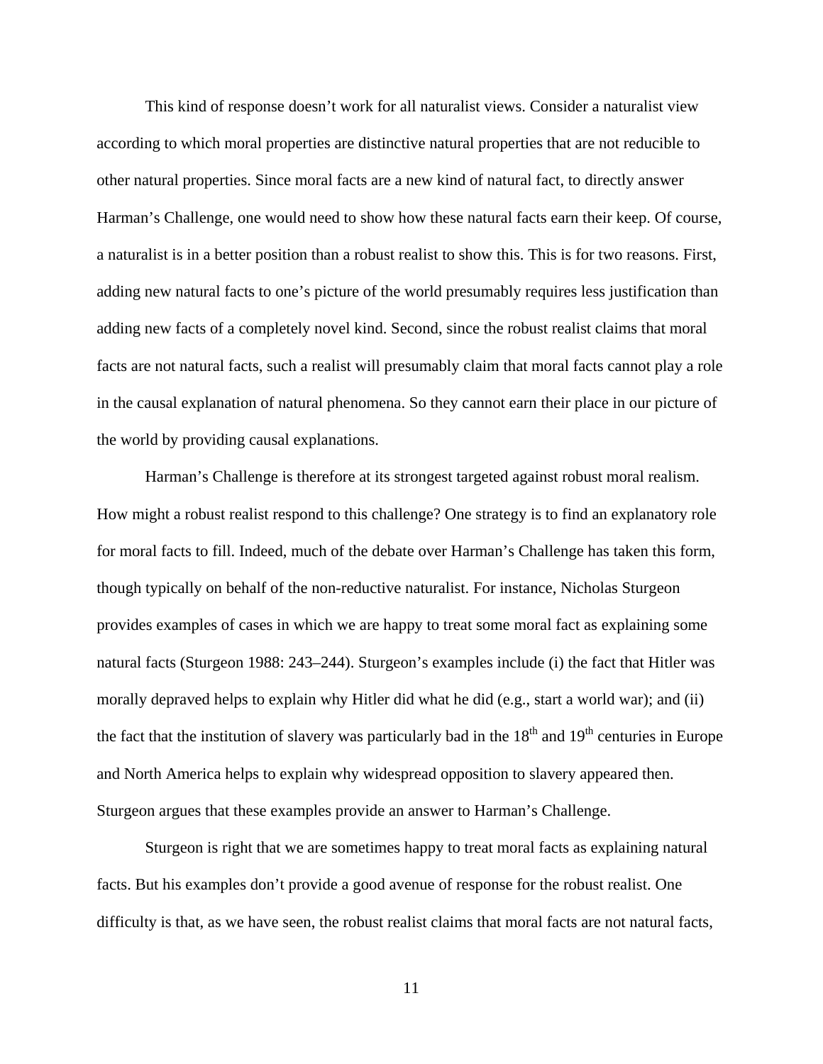This kind of response doesn't work for all naturalist views. Consider a naturalist view according to which moral properties are distinctive natural properties that are not reducible to other natural properties. Since moral facts are a new kind of natural fact, to directly answer Harman's Challenge, one would need to show how these natural facts earn their keep. Of course, a naturalist is in a better position than a robust realist to show this. This is for two reasons. First, adding new natural facts to one's picture of the world presumably requires less justification than adding new facts of a completely novel kind. Second, since the robust realist claims that moral facts are not natural facts, such a realist will presumably claim that moral facts cannot play a role in the causal explanation of natural phenomena. So they cannot earn their place in our picture of the world by providing causal explanations.

Harman's Challenge is therefore at its strongest targeted against robust moral realism. How might a robust realist respond to this challenge? One strategy is to find an explanatory role for moral facts to fill. Indeed, much of the debate over Harman's Challenge has taken this form, though typically on behalf of the non-reductive naturalist. For instance, Nicholas Sturgeon provides examples of cases in which we are happy to treat some moral fact as explaining some natural facts (Sturgeon 1988: 243–244). Sturgeon's examples include (i) the fact that Hitler was morally depraved helps to explain why Hitler did what he did (e.g., start a world war); and (ii) the fact that the institution of slavery was particularly bad in the 18th and 19th centuries in Europe and North America helps to explain why widespread opposition to slavery appeared then. Sturgeon argues that these examples provide an answer to Harman's Challenge.

Sturgeon is right that we are sometimes happy to treat moral facts as explaining natural facts. But his examples don't provide a good avenue of response for the robust realist. One difficulty is that, as we have seen, the robust realist claims that moral facts are not natural facts,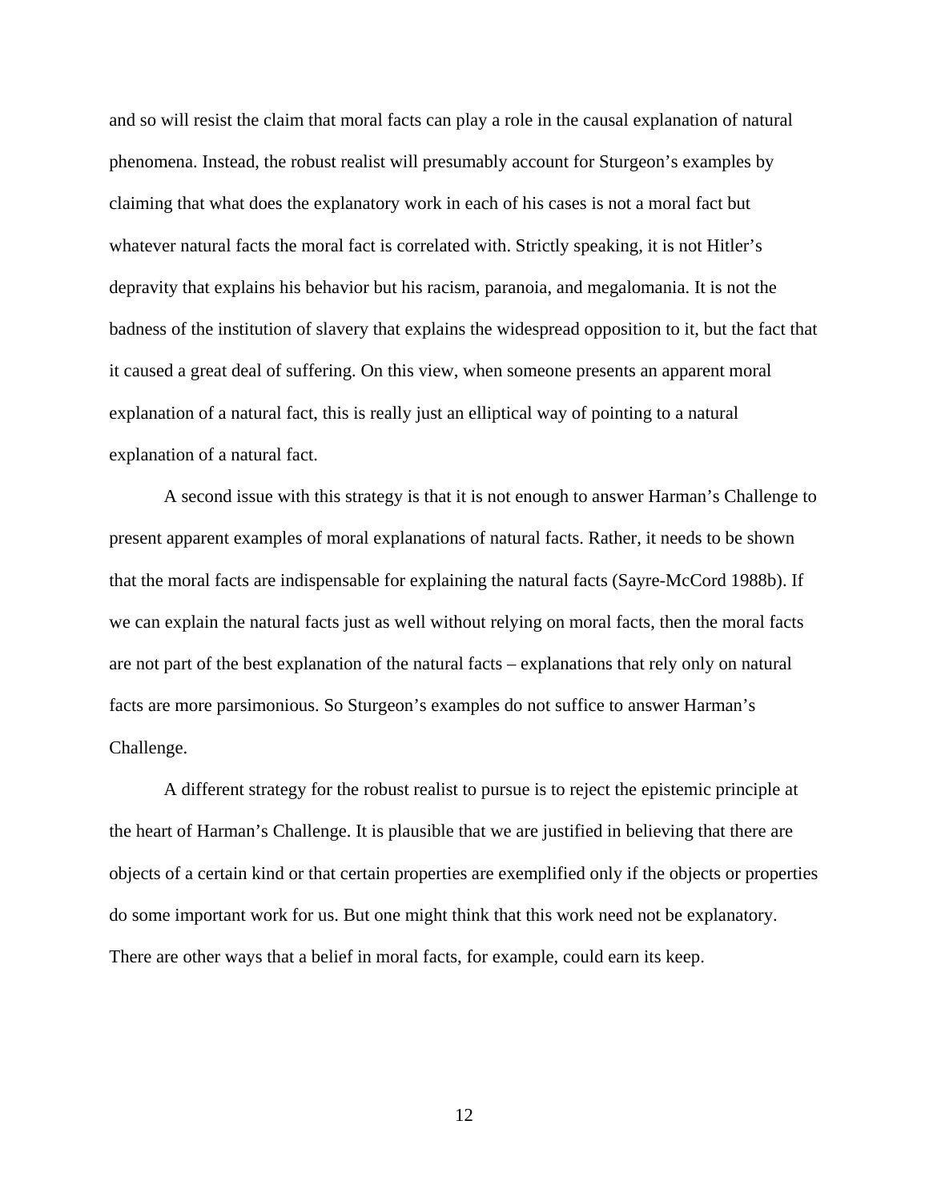and so will resist the claim that moral facts can play a role in the causal explanation of natural phenomena. Instead, the robust realist will presumably account for Sturgeon's examples by claiming that what does the explanatory work in each of his cases is not a moral fact but whatever natural facts the moral fact is correlated with. Strictly speaking, it is not Hitler's depravity that explains his behavior but his racism, paranoia, and megalomania. It is not the badness of the institution of slavery that explains the widespread opposition to it, but the fact that it caused a great deal of suffering. On this view, when someone presents an apparent moral explanation of a natural fact, this is really just an elliptical way of pointing to a natural explanation of a natural fact.

A second issue with this strategy is that it is not enough to answer Harman's Challenge to present apparent examples of moral explanations of natural facts. Rather, it needs to be shown that the moral facts are indispensable for explaining the natural facts (Sayre-McCord 1988b). If we can explain the natural facts just as well without relying on moral facts, then the moral facts are not part of the best explanation of the natural facts – explanations that rely only on natural facts are more parsimonious. So Sturgeon's examples do not suffice to answer Harman's Challenge.

A different strategy for the robust realist to pursue is to reject the epistemic principle at the heart of Harman's Challenge. It is plausible that we are justified in believing that there are objects of a certain kind or that certain properties are exemplified only if the objects or properties do some important work for us. But one might think that this work need not be explanatory. There are other ways that a belief in moral facts, for example, could earn its keep.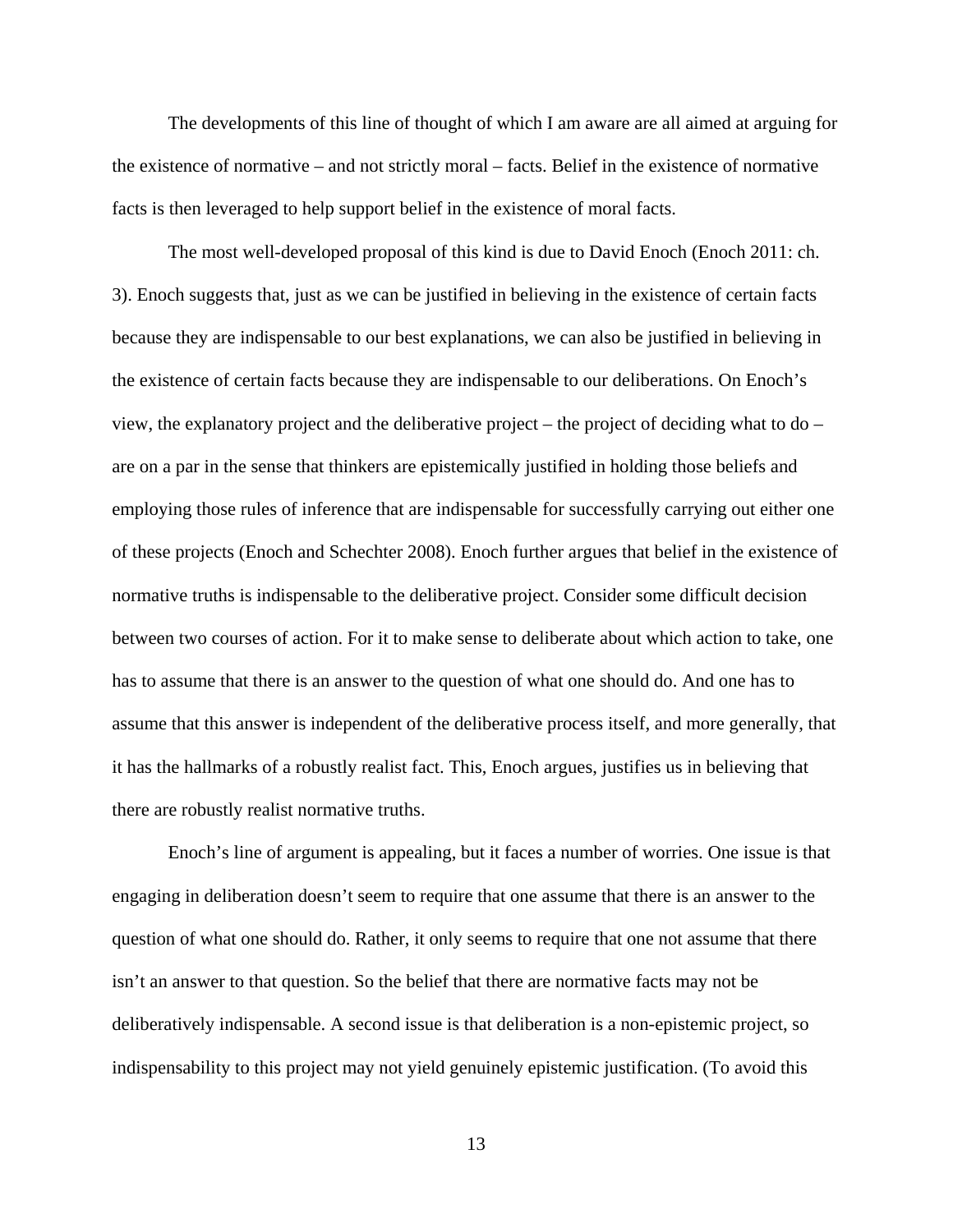The developments of this line of thought of which I am aware are all aimed at arguing for the existence of normative – and not strictly moral – facts. Belief in the existence of normative facts is then leveraged to help support belief in the existence of moral facts.

The most well-developed proposal of this kind is due to David Enoch (Enoch 2011: ch. 3). Enoch suggests that, just as we can be justified in believing in the existence of certain facts because they are indispensable to our best explanations, we can also be justified in believing in the existence of certain facts because they are indispensable to our deliberations. On Enoch's view, the explanatory project and the deliberative project – the project of deciding what to do – are on a par in the sense that thinkers are epistemically justified in holding those beliefs and employing those rules of inference that are indispensable for successfully carrying out either one of these projects (Enoch and Schechter 2008). Enoch further argues that belief in the existence of normative truths is indispensable to the deliberative project. Consider some difficult decision between two courses of action. For it to make sense to deliberate about which action to take, one has to assume that there is an answer to the question of what one should do. And one has to assume that this answer is independent of the deliberative process itself, and more generally, that it has the hallmarks of a robustly realist fact. This, Enoch argues, justifies us in believing that there are robustly realist normative truths.

Enoch's line of argument is appealing, but it faces a number of worries. One issue is that engaging in deliberation doesn't seem to require that one assume that there is an answer to the question of what one should do. Rather, it only seems to require that one not assume that there isn't an answer to that question. So the belief that there are normative facts may not be deliberatively indispensable. A second issue is that deliberation is a non-epistemic project, so indispensability to this project may not yield genuinely epistemic justification. (To avoid this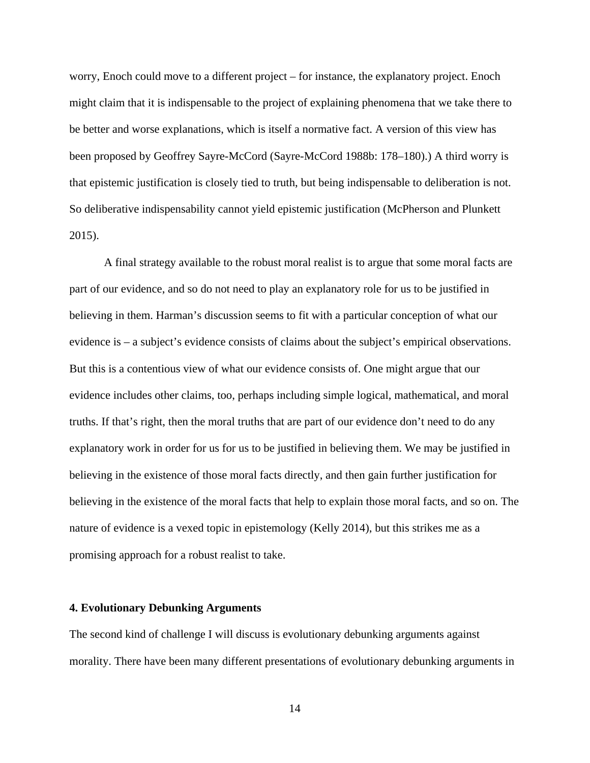worry, Enoch could move to a different project – for instance, the explanatory project. Enoch might claim that it is indispensable to the project of explaining phenomena that we take there to be better and worse explanations, which is itself a normative fact. A version of this view has been proposed by Geoffrey Sayre-McCord (Sayre-McCord 1988b: 178–180).) A third worry is that epistemic justification is closely tied to truth, but being indispensable to deliberation is not. So deliberative indispensability cannot yield epistemic justification (McPherson and Plunkett 2015).

A final strategy available to the robust moral realist is to argue that some moral facts are part of our evidence, and so do not need to play an explanatory role for us to be justified in believing in them. Harman's discussion seems to fit with a particular conception of what our evidence is – a subject's evidence consists of claims about the subject's empirical observations. But this is a contentious view of what our evidence consists of. One might argue that our evidence includes other claims, too, perhaps including simple logical, mathematical, and moral truths. If that's right, then the moral truths that are part of our evidence don't need to do any explanatory work in order for us for us to be justified in believing them. We may be justified in believing in the existence of those moral facts directly, and then gain further justification for believing in the existence of the moral facts that help to explain those moral facts, and so on. The nature of evidence is a vexed topic in epistemology (Kelly 2014), but this strikes me as a promising approach for a robust realist to take.

## 4. Evolutionary Debunking Arguments

The second kind of challenge I will discuss is evolutionary debunking arguments against morality. There have been many different presentations of evolutionary debunking arguments in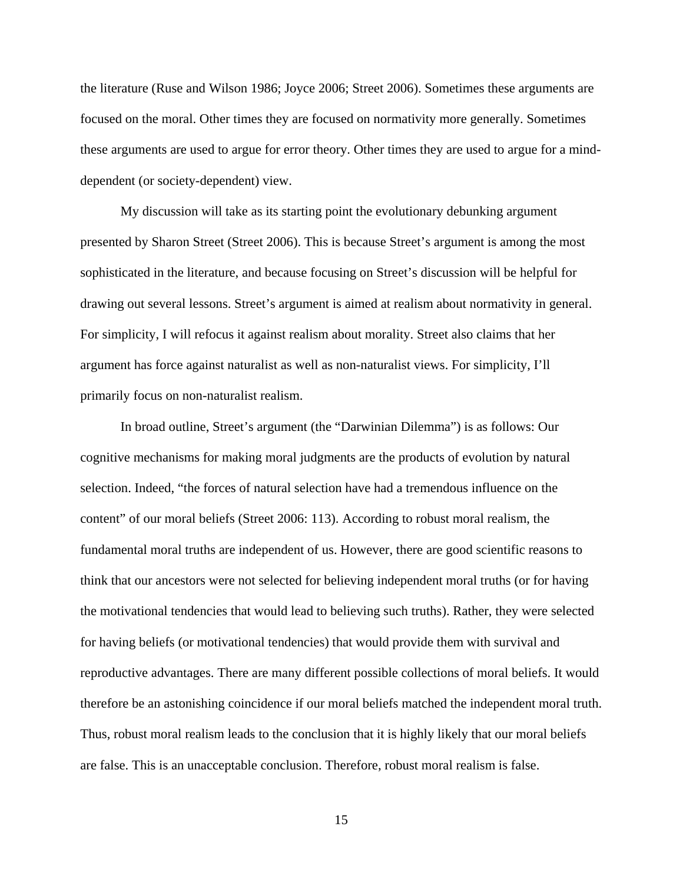the literature (Ruse and Wilson 1986; Joyce 2006; Street 2006). Sometimes these arguments are focused on the moral. Other times they are focused on normativity more generally. Sometimes these arguments are used to argue for error theory. Other times they are used to argue for a mind-dependent (or society-dependent) view.

My discussion will take as its starting point the evolutionary debunking argument presented by Sharon Street (Street 2006). This is because Street's argument is among the most sophisticated in the literature, and because focusing on Street's discussion will be helpful for drawing out several lessons. Street's argument is aimed at realism about normativity in general. For simplicity, I will refocus it against realism about morality. Street also claims that her argument has force against naturalist as well as non-naturalist views. For simplicity, I'll primarily focus on non-naturalist realism.

In broad outline, Street's argument (the "Darwinian Dilemma") is as follows: Our cognitive mechanisms for making moral judgments are the products of evolution by natural selection. Indeed, "the forces of natural selection have had a tremendous influence on the content" of our moral beliefs (Street 2006: 113). According to robust moral realism, the fundamental moral truths are independent of us. However, there are good scientific reasons to think that our ancestors were not selected for believing independent moral truths (or for having the motivational tendencies that would lead to believing such truths). Rather, they were selected for having beliefs (or motivational tendencies) that would provide them with survival and reproductive advantages. There are many different possible collections of moral beliefs. It would therefore be an astonishing coincidence if our moral beliefs matched the independent moral truth. Thus, robust moral realism leads to the conclusion that it is highly likely that our moral beliefs are false. This is an unacceptable conclusion. Therefore, robust moral realism is false.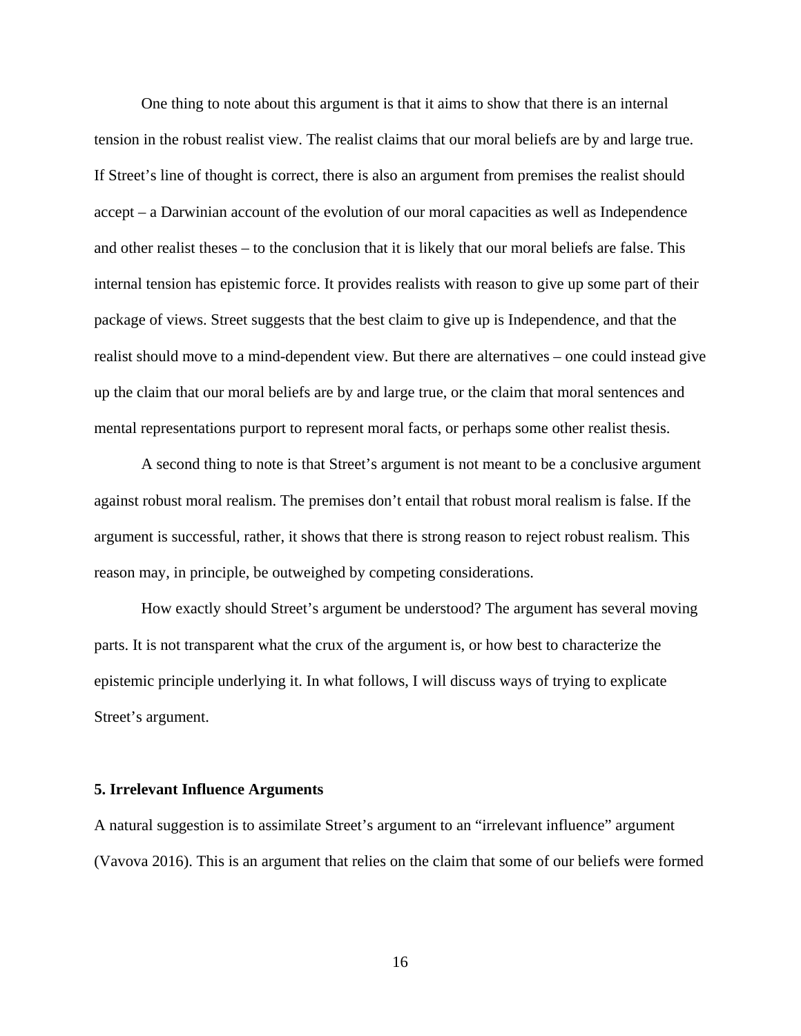One thing to note about this argument is that it aims to show that there is an internal tension in the robust realist view. The realist claims that our moral beliefs are by and large true. If Street's line of thought is correct, there is also an argument from premises the realist should accept – a Darwinian account of the evolution of our moral capacities as well as Independence and other realist theses – to the conclusion that it is likely that our moral beliefs are false. This internal tension has epistemic force. It provides realists with reason to give up some part of their package of views. Street suggests that the best claim to give up is Independence, and that the realist should move to a mind-dependent view. But there are alternatives – one could instead give up the claim that our moral beliefs are by and large true, or the claim that moral sentences and mental representations purport to represent moral facts, or perhaps some other realist thesis.

A second thing to note is that Street's argument is not meant to be a conclusive argument against robust moral realism. The premises don't entail that robust moral realism is false. If the argument is successful, rather, it shows that there is strong reason to reject robust realism. This reason may, in principle, be outweighed by competing considerations.

How exactly should Street's argument be understood? The argument has several moving parts. It is not transparent what the crux of the argument is, or how best to characterize the epistemic principle underlying it. In what follows, I will discuss ways of trying to explicate Street's argument.

## 5. Irrelevant Influence Arguments

A natural suggestion is to assimilate Street's argument to an "irrelevant influence" argument (Vavova 2016). This is an argument that relies on the claim that some of our beliefs were formed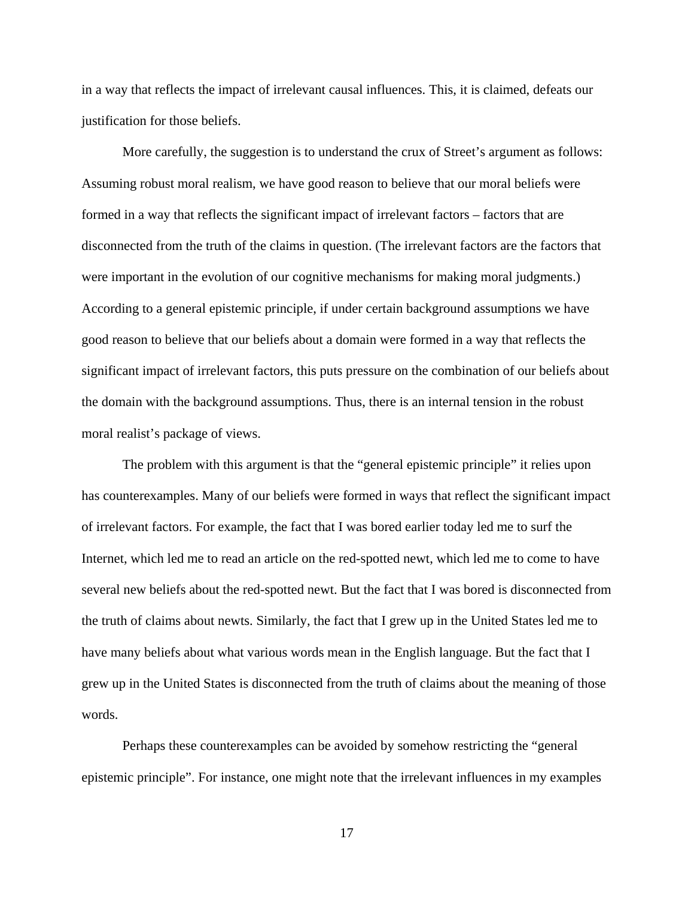in a way that reflects the impact of irrelevant causal influences. This, it is claimed, defeats our justification for those beliefs.

More carefully, the suggestion is to understand the crux of Street's argument as follows: Assuming robust moral realism, we have good reason to believe that our moral beliefs were formed in a way that reflects the significant impact of irrelevant factors – factors that are disconnected from the truth of the claims in question. (The irrelevant factors are the factors that were important in the evolution of our cognitive mechanisms for making moral judgments.) According to a general epistemic principle, if under certain background assumptions we have good reason to believe that our beliefs about a domain were formed in a way that reflects the significant impact of irrelevant factors, this puts pressure on the combination of our beliefs about the domain with the background assumptions. Thus, there is an internal tension in the robust moral realist's package of views.

The problem with this argument is that the "general epistemic principle" it relies upon has counterexamples. Many of our beliefs were formed in ways that reflect the significant impact of irrelevant factors. For example, the fact that I was bored earlier today led me to surf the Internet, which led me to read an article on the red-spotted newt, which led me to come to have several new beliefs about the red-spotted newt. But the fact that I was bored is disconnected from the truth of claims about newts. Similarly, the fact that I grew up in the United States led me to have many beliefs about what various words mean in the English language. But the fact that I grew up in the United States is disconnected from the truth of claims about the meaning of those words.

Perhaps these counterexamples can be avoided by somehow restricting the "general epistemic principle". For instance, one might note that the irrelevant influences in my examples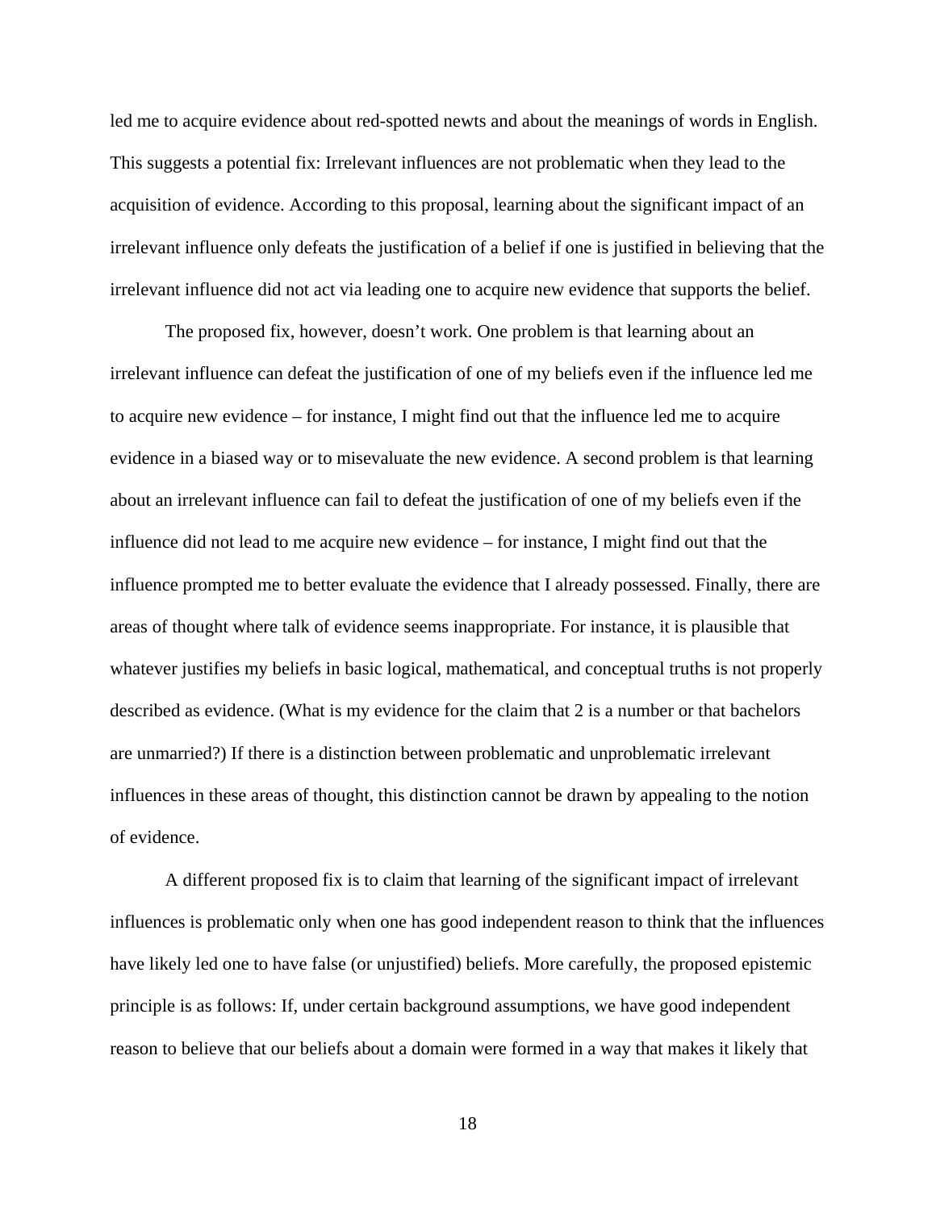led me to acquire evidence about red-spotted newts and about the meanings of words in English. This suggests a potential fix: Irrelevant influences are not problematic when they lead to the acquisition of evidence. According to this proposal, learning about the significant impact of an irrelevant influence only defeats the justification of a belief if one is justified in believing that the irrelevant influence did not act via leading one to acquire new evidence that supports the belief.

The proposed fix, however, doesn't work. One problem is that learning about an irrelevant influence can defeat the justification of one of my beliefs even if the influence led me to acquire new evidence – for instance, I might find out that the influence led me to acquire evidence in a biased way or to misevaluate the new evidence. A second problem is that learning about an irrelevant influence can fail to defeat the justification of one of my beliefs even if the influence did not lead to me acquire new evidence – for instance, I might find out that the influence prompted me to better evaluate the evidence that I already possessed. Finally, there are areas of thought where talk of evidence seems inappropriate. For instance, it is plausible that whatever justifies my beliefs in basic logical, mathematical, and conceptual truths is not properly described as evidence. (What is my evidence for the claim that 2 is a number or that bachelors are unmarried?) If there is a distinction between problematic and unproblematic irrelevant influences in these areas of thought, this distinction cannot be drawn by appealing to the notion of evidence.

A different proposed fix is to claim that learning of the significant impact of irrelevant influences is problematic only when one has good independent reason to think that the influences have likely led one to have false (or unjustified) beliefs. More carefully, the proposed epistemic principle is as follows: If, under certain background assumptions, we have good independent reason to believe that our beliefs about a domain were formed in a way that makes it likely that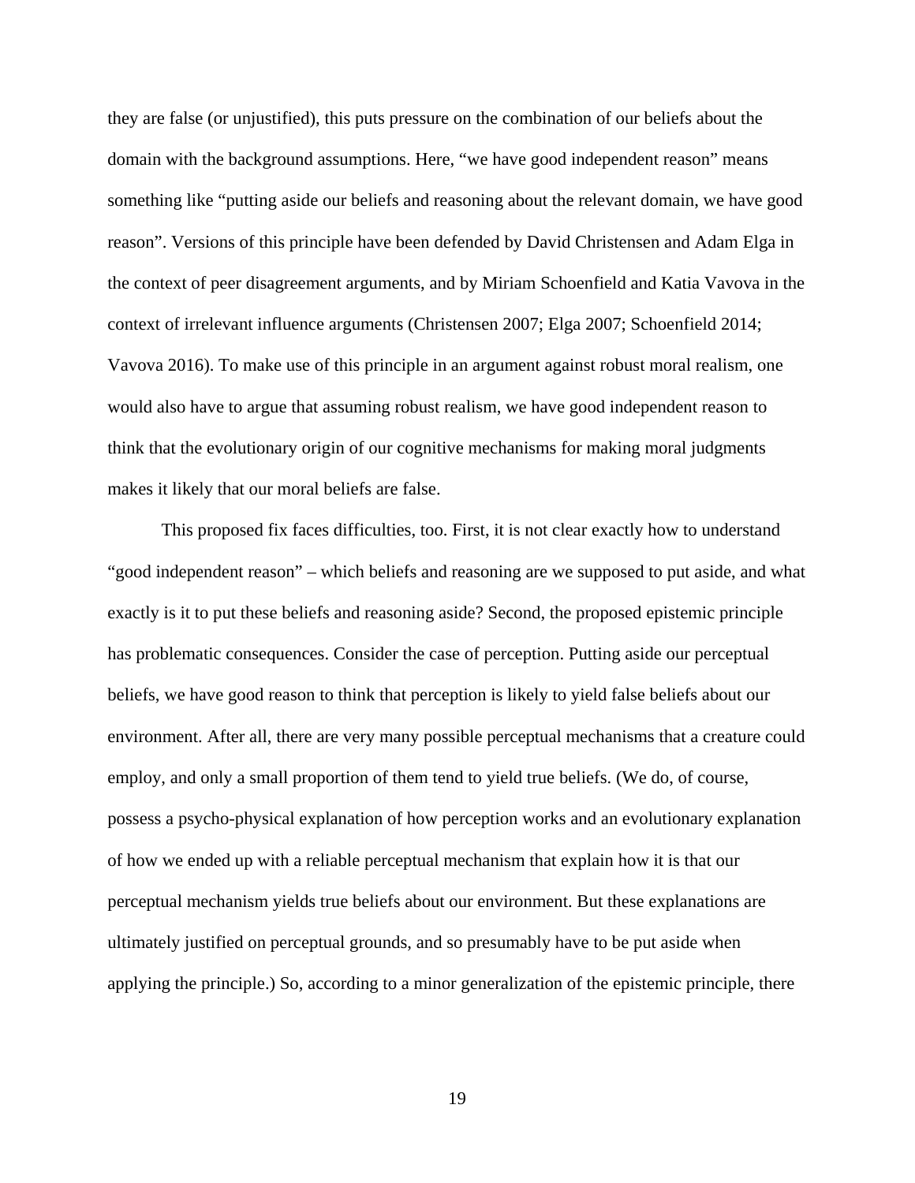they are false (or unjustified), this puts pressure on the combination of our beliefs about the domain with the background assumptions. Here, "we have good independent reason" means something like "putting aside our beliefs and reasoning about the relevant domain, we have good reason". Versions of this principle have been defended by David Christensen and Adam Elga in the context of peer disagreement arguments, and by Miriam Schoenfield and Katia Vavova in the context of irrelevant influence arguments (Christensen 2007; Elga 2007; Schoenfield 2014; Vavova 2016). To make use of this principle in an argument against robust moral realism, one would also have to argue that assuming robust realism, we have good independent reason to think that the evolutionary origin of our cognitive mechanisms for making moral judgments makes it likely that our moral beliefs are false.

This proposed fix faces difficulties, too. First, it is not clear exactly how to understand "good independent reason" – which beliefs and reasoning are we supposed to put aside, and what exactly is it to put these beliefs and reasoning aside? Second, the proposed epistemic principle has problematic consequences. Consider the case of perception. Putting aside our perceptual beliefs, we have good reason to think that perception is likely to yield false beliefs about our environment. After all, there are very many possible perceptual mechanisms that a creature could employ, and only a small proportion of them tend to yield true beliefs. (We do, of course, possess a psycho-physical explanation of how perception works and an evolutionary explanation of how we ended up with a reliable perceptual mechanism that explain how it is that our perceptual mechanism yields true beliefs about our environment. But these explanations are ultimately justified on perceptual grounds, and so presumably have to be put aside when applying the principle.) So, according to a minor generalization of the epistemic principle, there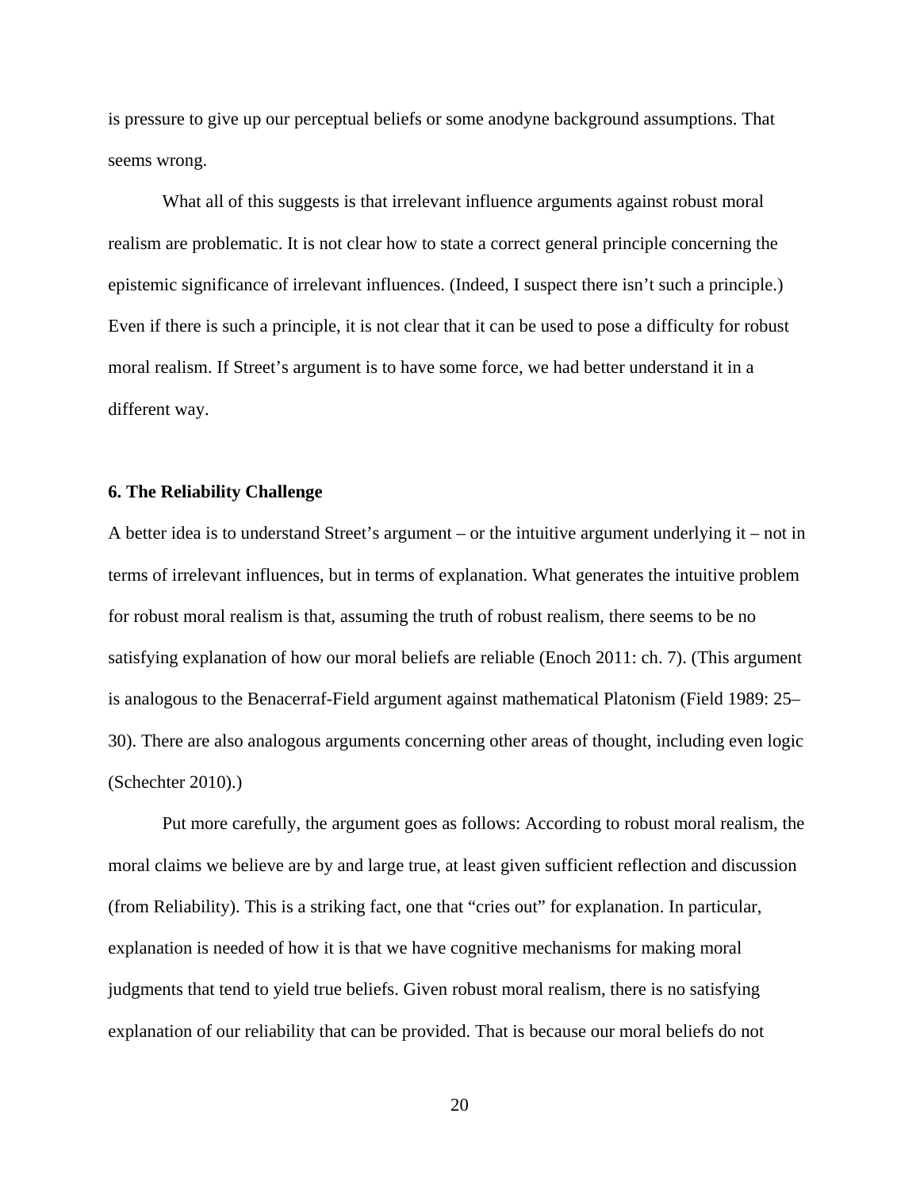is pressure to give up our perceptual beliefs or some anodyne background assumptions. That seems wrong.

What all of this suggests is that irrelevant influence arguments against robust moral realism are problematic. It is not clear how to state a correct general principle concerning the epistemic significance of irrelevant influences. (Indeed, I suspect there isn't such a principle.) Even if there is such a principle, it is not clear that it can be used to pose a difficulty for robust moral realism. If Street's argument is to have some force, we had better understand it in a different way.

**6. The Reliability Challenge**

A better idea is to understand Street's argument – or the intuitive argument underlying it – not in terms of irrelevant influences, but in terms of explanation. What generates the intuitive problem for robust moral realism is that, assuming the truth of robust realism, there seems to be no satisfying explanation of how our moral beliefs are reliable (Enoch 2011: ch. 7). (This argument is analogous to the Benacerraf-Field argument against mathematical Platonism (Field 1989: 25–30). There are also analogous arguments concerning other areas of thought, including even logic (Schechter 2010).)

Put more carefully, the argument goes as follows: According to robust moral realism, the moral claims we believe are by and large true, at least given sufficient reflection and discussion (from Reliability). This is a striking fact, one that "cries out" for explanation. In particular, explanation is needed of how it is that we have cognitive mechanisms for making moral judgments that tend to yield true beliefs. Given robust moral realism, there is no satisfying explanation of our reliability that can be provided. That is because our moral beliefs do not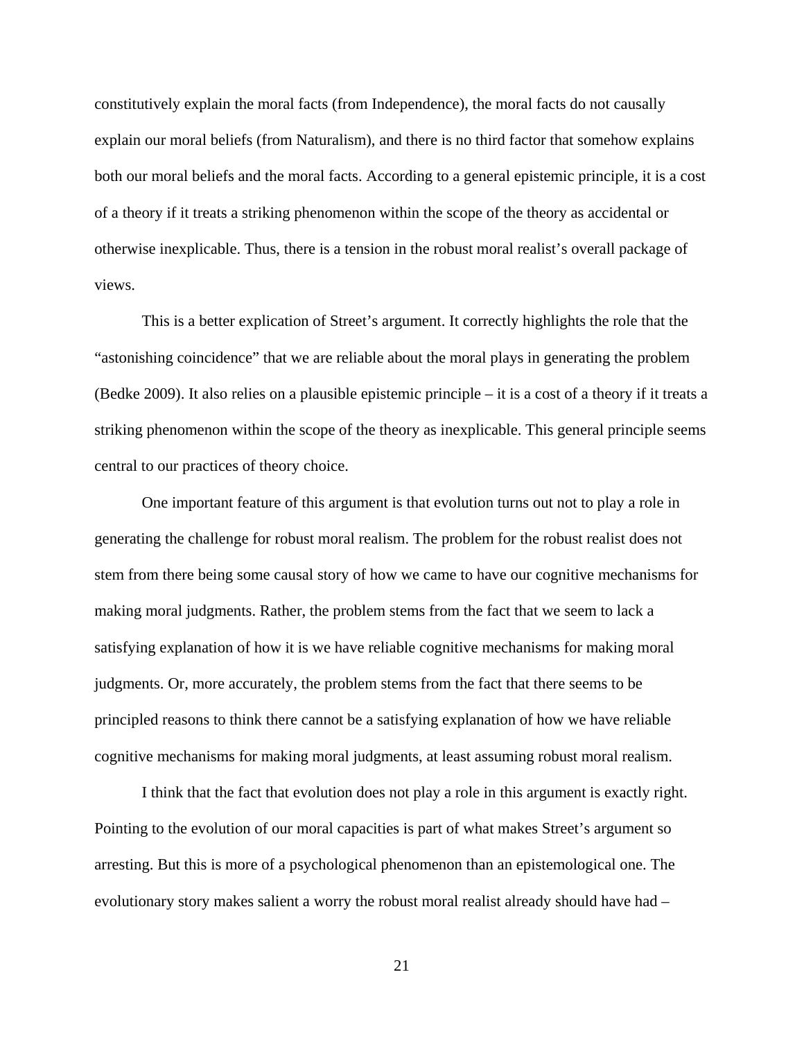constitutively explain the moral facts (from Independence), the moral facts do not causally explain our moral beliefs (from Naturalism), and there is no third factor that somehow explains both our moral beliefs and the moral facts. According to a general epistemic principle, it is a cost of a theory if it treats a striking phenomenon within the scope of the theory as accidental or otherwise inexplicable. Thus, there is a tension in the robust moral realist's overall package of views.

This is a better explication of Street's argument. It correctly highlights the role that the "astonishing coincidence" that we are reliable about the moral plays in generating the problem (Bedke 2009). It also relies on a plausible epistemic principle – it is a cost of a theory if it treats a striking phenomenon within the scope of the theory as inexplicable. This general principle seems central to our practices of theory choice.

One important feature of this argument is that evolution turns out not to play a role in generating the challenge for robust moral realism. The problem for the robust realist does not stem from there being some causal story of how we came to have our cognitive mechanisms for making moral judgments. Rather, the problem stems from the fact that we seem to lack a satisfying explanation of how it is we have reliable cognitive mechanisms for making moral judgments. Or, more accurately, the problem stems from the fact that there seems to be principled reasons to think there cannot be a satisfying explanation of how we have reliable cognitive mechanisms for making moral judgments, at least assuming robust moral realism.

I think that the fact that evolution does not play a role in this argument is exactly right. Pointing to the evolution of our moral capacities is part of what makes Street's argument so arresting. But this is more of a psychological phenomenon than an epistemological one. The evolutionary story makes salient a worry the robust moral realist already should have had –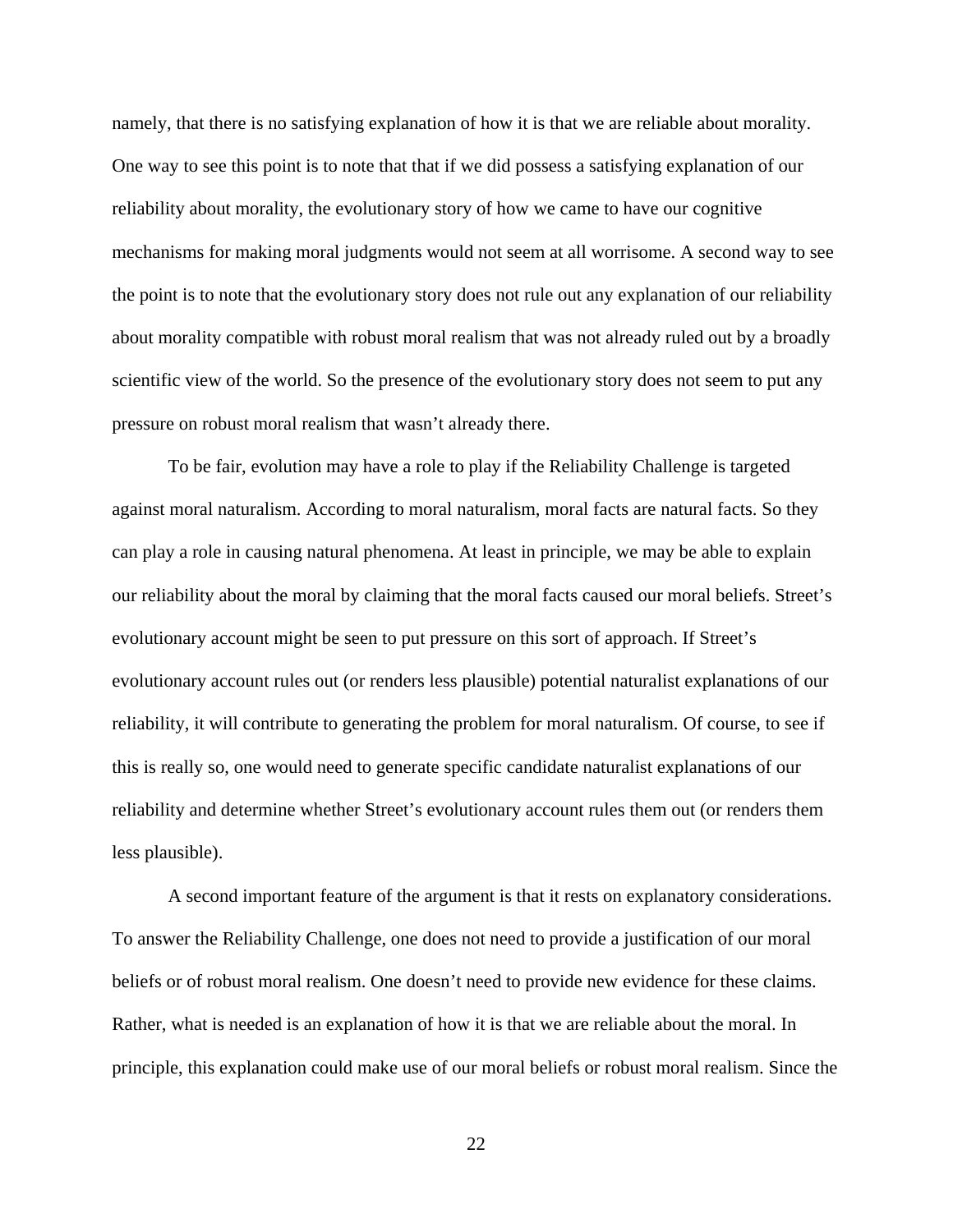namely, that there is no satisfying explanation of how it is that we are reliable about morality. One way to see this point is to note that that if we did possess a satisfying explanation of our reliability about morality, the evolutionary story of how we came to have our cognitive mechanisms for making moral judgments would not seem at all worrisome. A second way to see the point is to note that the evolutionary story does not rule out any explanation of our reliability about morality compatible with robust moral realism that was not already ruled out by a broadly scientific view of the world. So the presence of the evolutionary story does not seem to put any pressure on robust moral realism that wasn't already there.

To be fair, evolution may have a role to play if the Reliability Challenge is targeted against moral naturalism. According to moral naturalism, moral facts are natural facts. So they can play a role in causing natural phenomena. At least in principle, we may be able to explain our reliability about the moral by claiming that the moral facts caused our moral beliefs. Street's evolutionary account might be seen to put pressure on this sort of approach. If Street's evolutionary account rules out (or renders less plausible) potential naturalist explanations of our reliability, it will contribute to generating the problem for moral naturalism. Of course, to see if this is really so, one would need to generate specific candidate naturalist explanations of our reliability and determine whether Street's evolutionary account rules them out (or renders them less plausible).

A second important feature of the argument is that it rests on explanatory considerations. To answer the Reliability Challenge, one does not need to provide a justification of our moral beliefs or of robust moral realism. One doesn't need to provide new evidence for these claims. Rather, what is needed is an explanation of how it is that we are reliable about the moral. In principle, this explanation could make use of our moral beliefs or robust moral realism. Since the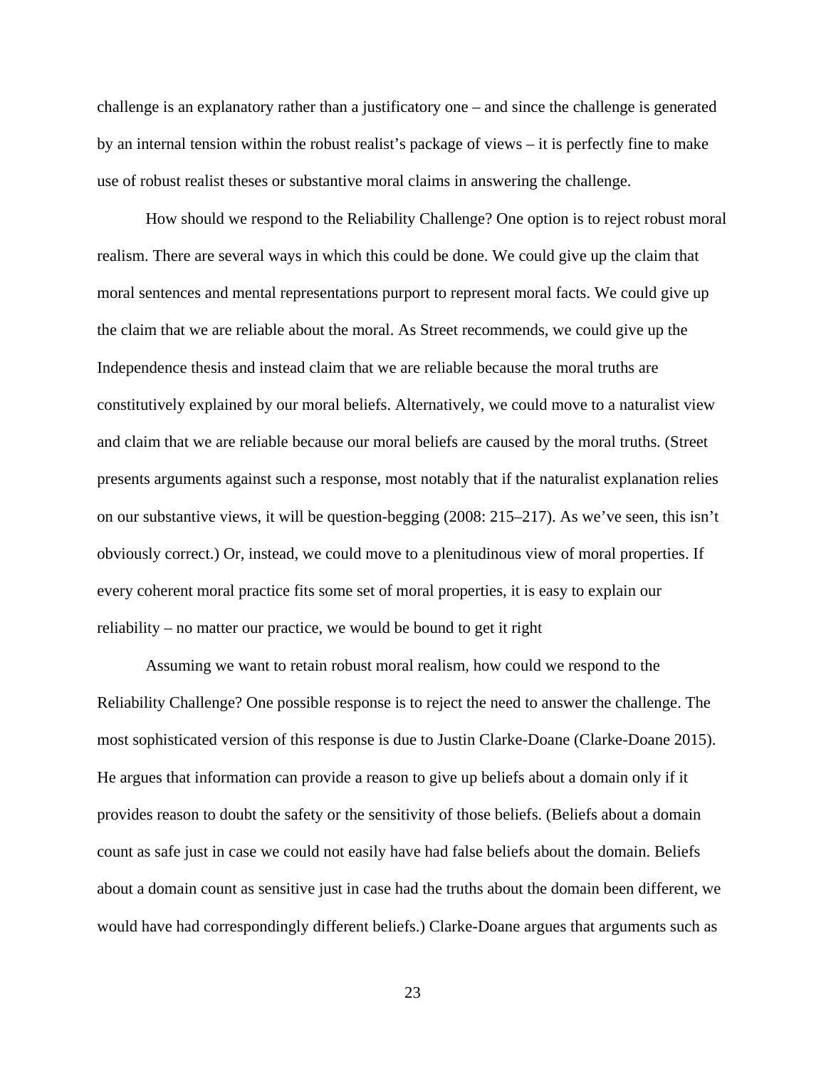challenge is an explanatory rather than a justificatory one – and since the challenge is generated by an internal tension within the robust realist's package of views – it is perfectly fine to make use of robust realist theses or substantive moral claims in answering the challenge.

How should we respond to the Reliability Challenge? One option is to reject robust moral realism. There are several ways in which this could be done. We could give up the claim that moral sentences and mental representations purport to represent moral facts. We could give up the claim that we are reliable about the moral. As Street recommends, we could give up the Independence thesis and instead claim that we are reliable because the moral truths are constitutively explained by our moral beliefs. Alternatively, we could move to a naturalist view and claim that we are reliable because our moral beliefs are caused by the moral truths. (Street presents arguments against such a response, most notably that if the naturalist explanation relies on our substantive views, it will be question-begging (2008: 215–217). As we've seen, this isn't obviously correct.) Or, instead, we could move to a plenitudinous view of moral properties. If every coherent moral practice fits some set of moral properties, it is easy to explain our reliability – no matter our practice, we would be bound to get it right

Assuming we want to retain robust moral realism, how could we respond to the Reliability Challenge? One possible response is to reject the need to answer the challenge. The most sophisticated version of this response is due to Justin Clarke-Doane (Clarke-Doane 2015). He argues that information can provide a reason to give up beliefs about a domain only if it provides reason to doubt the safety or the sensitivity of those beliefs. (Beliefs about a domain count as safe just in case we could not easily have had false beliefs about the domain. Beliefs about a domain count as sensitive just in case had the truths about the domain been different, we would have had correspondingly different beliefs.) Clarke-Doane argues that arguments such as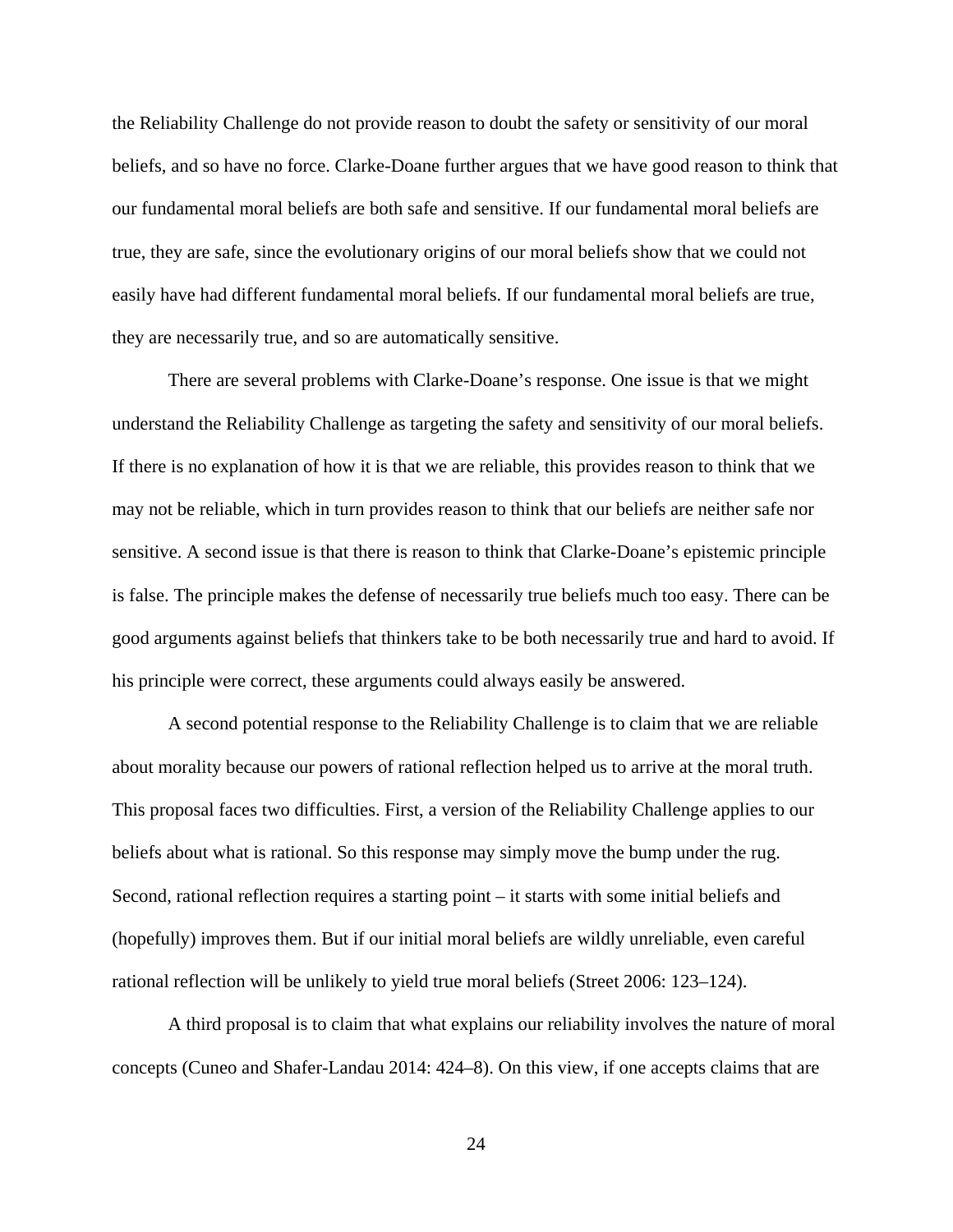the Reliability Challenge do not provide reason to doubt the safety or sensitivity of our moral beliefs, and so have no force. Clarke-Doane further argues that we have good reason to think that our fundamental moral beliefs are both safe and sensitive. If our fundamental moral beliefs are true, they are safe, since the evolutionary origins of our moral beliefs show that we could not easily have had different fundamental moral beliefs. If our fundamental moral beliefs are true, they are necessarily true, and so are automatically sensitive.

There are several problems with Clarke-Doane's response. One issue is that we might understand the Reliability Challenge as targeting the safety and sensitivity of our moral beliefs. If there is no explanation of how it is that we are reliable, this provides reason to think that we may not be reliable, which in turn provides reason to think that our beliefs are neither safe nor sensitive. A second issue is that there is reason to think that Clarke-Doane's epistemic principle is false. The principle makes the defense of necessarily true beliefs much too easy. There can be good arguments against beliefs that thinkers take to be both necessarily true and hard to avoid. If his principle were correct, these arguments could always easily be answered.

A second potential response to the Reliability Challenge is to claim that we are reliable about morality because our powers of rational reflection helped us to arrive at the moral truth. This proposal faces two difficulties. First, a version of the Reliability Challenge applies to our beliefs about what is rational. So this response may simply move the bump under the rug. Second, rational reflection requires a starting point – it starts with some initial beliefs and (hopefully) improves them. But if our initial moral beliefs are wildly unreliable, even careful rational reflection will be unlikely to yield true moral beliefs (Street 2006: 123–124).

A third proposal is to claim that what explains our reliability involves the nature of moral concepts (Cuneo and Shafer-Landau 2014: 424–8). On this view, if one accepts claims that are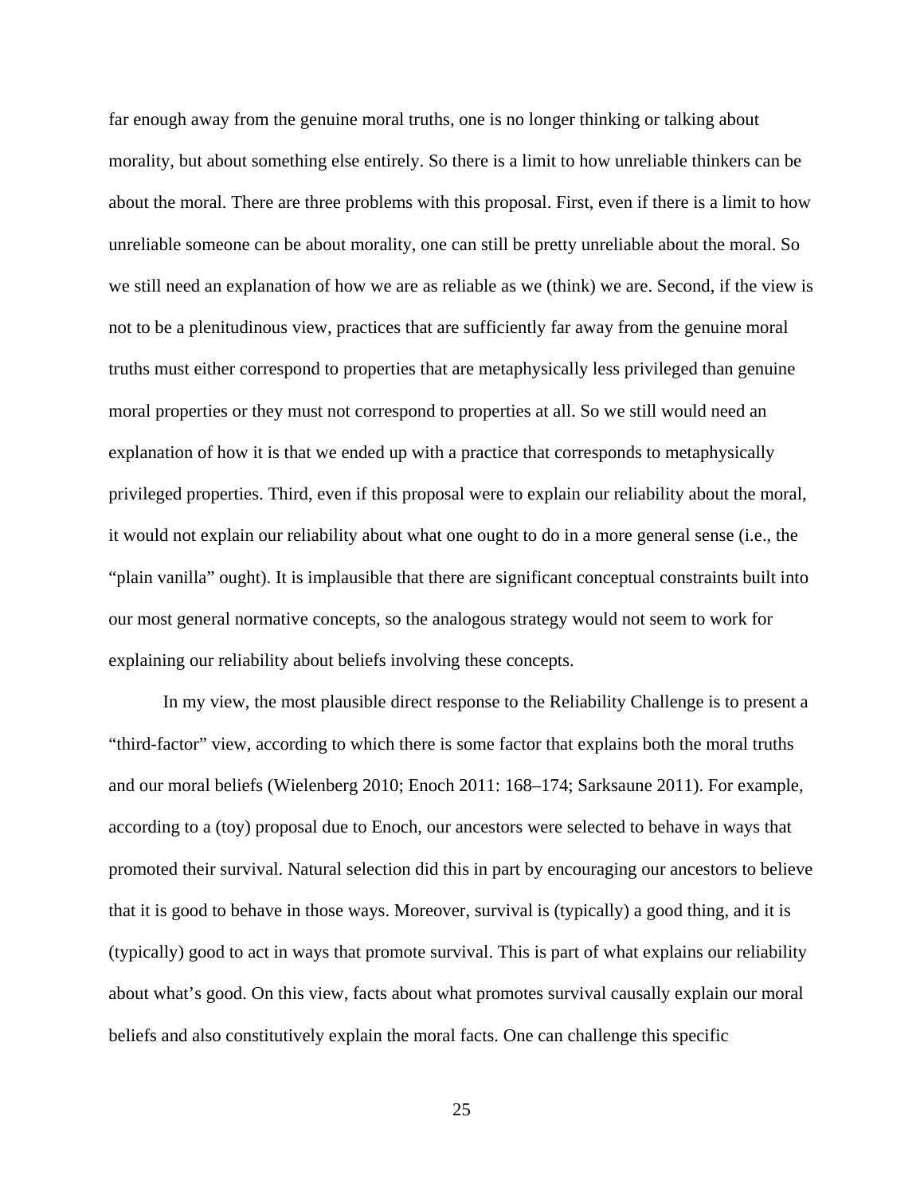far enough away from the genuine moral truths, one is no longer thinking or talking about morality, but about something else entirely. So there is a limit to how unreliable thinkers can be about the moral. There are three problems with this proposal. First, even if there is a limit to how unreliable someone can be about morality, one can still be pretty unreliable about the moral. So we still need an explanation of how we are as reliable as we (think) we are. Second, if the view is not to be a plenitudinous view, practices that are sufficiently far away from the genuine moral truths must either correspond to properties that are metaphysically less privileged than genuine moral properties or they must not correspond to properties at all. So we still would need an explanation of how it is that we ended up with a practice that corresponds to metaphysically privileged properties. Third, even if this proposal were to explain our reliability about the moral, it would not explain our reliability about what one ought to do in a more general sense (i.e., the "plain vanilla" ought). It is implausible that there are significant conceptual constraints built into our most general normative concepts, so the analogous strategy would not seem to work for explaining our reliability about beliefs involving these concepts.

In my view, the most plausible direct response to the Reliability Challenge is to present a "third-factor" view, according to which there is some factor that explains both the moral truths and our moral beliefs (Wielenberg 2010; Enoch 2011: 168–174; Sarksaune 2011). For example, according to a (toy) proposal due to Enoch, our ancestors were selected to behave in ways that promoted their survival. Natural selection did this in part by encouraging our ancestors to believe that it is good to behave in those ways. Moreover, survival is (typically) a good thing, and it is (typically) good to act in ways that promote survival. This is part of what explains our reliability about what's good. On this view, facts about what promotes survival causally explain our moral beliefs and also constitutively explain the moral facts. One can challenge this specific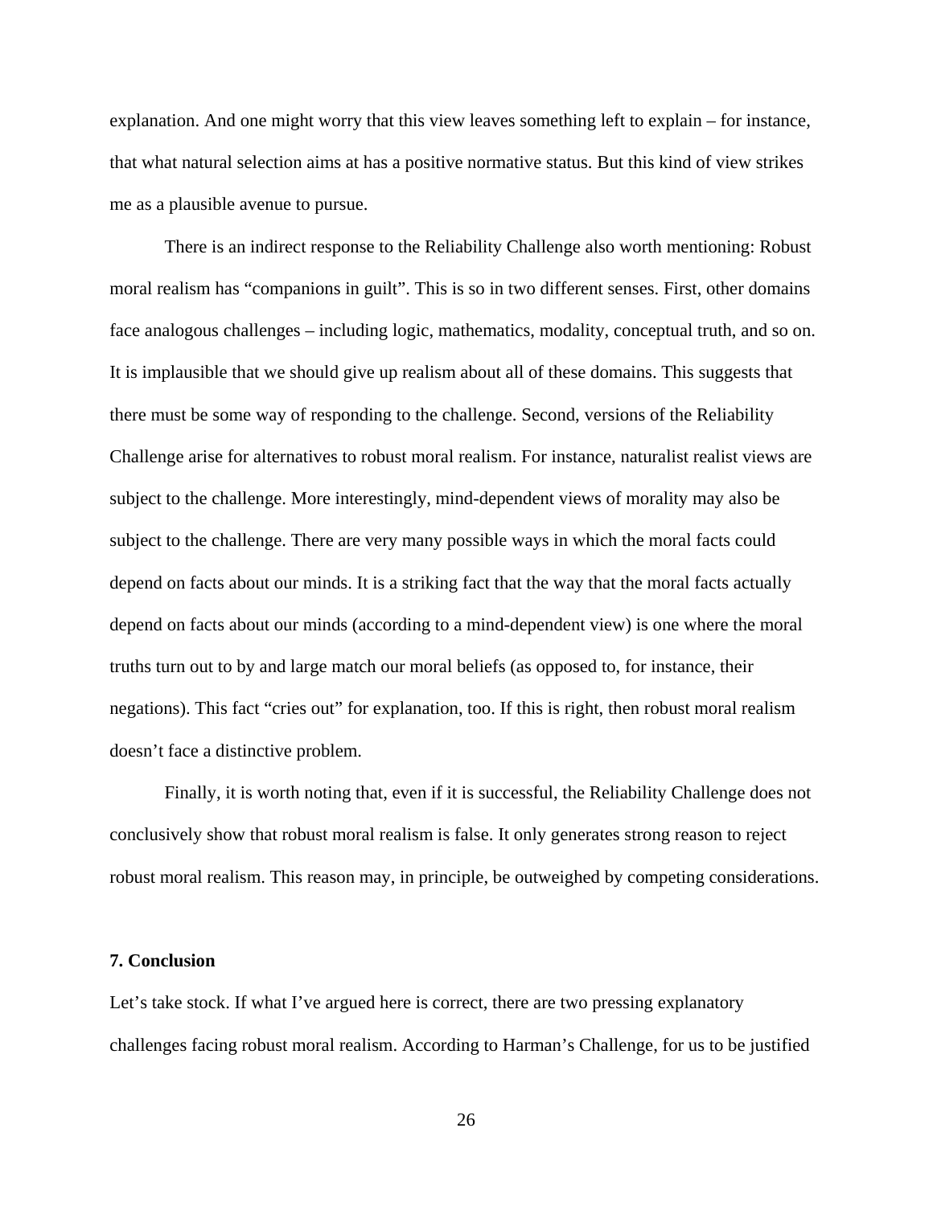explanation. And one might worry that this view leaves something left to explain – for instance, that what natural selection aims at has a positive normative status. But this kind of view strikes me as a plausible avenue to pursue.

There is an indirect response to the Reliability Challenge also worth mentioning: Robust moral realism has "companions in guilt". This is so in two different senses. First, other domains face analogous challenges – including logic, mathematics, modality, conceptual truth, and so on. It is implausible that we should give up realism about all of these domains. This suggests that there must be some way of responding to the challenge. Second, versions of the Reliability Challenge arise for alternatives to robust moral realism. For instance, naturalist realist views are subject to the challenge. More interestingly, mind-dependent views of morality may also be subject to the challenge. There are very many possible ways in which the moral facts could depend on facts about our minds. It is a striking fact that the way that the moral facts actually depend on facts about our minds (according to a mind-dependent view) is one where the moral truths turn out to by and large match our moral beliefs (as opposed to, for instance, their negations). This fact "cries out" for explanation, too. If this is right, then robust moral realism doesn't face a distinctive problem.

Finally, it is worth noting that, even if it is successful, the Reliability Challenge does not conclusively show that robust moral realism is false. It only generates strong reason to reject robust moral realism. This reason may, in principle, be outweighed by competing considerations.

## 7. Conclusion

Let's take stock. If what I've argued here is correct, there are two pressing explanatory challenges facing robust moral realism. According to Harman's Challenge, for us to be justified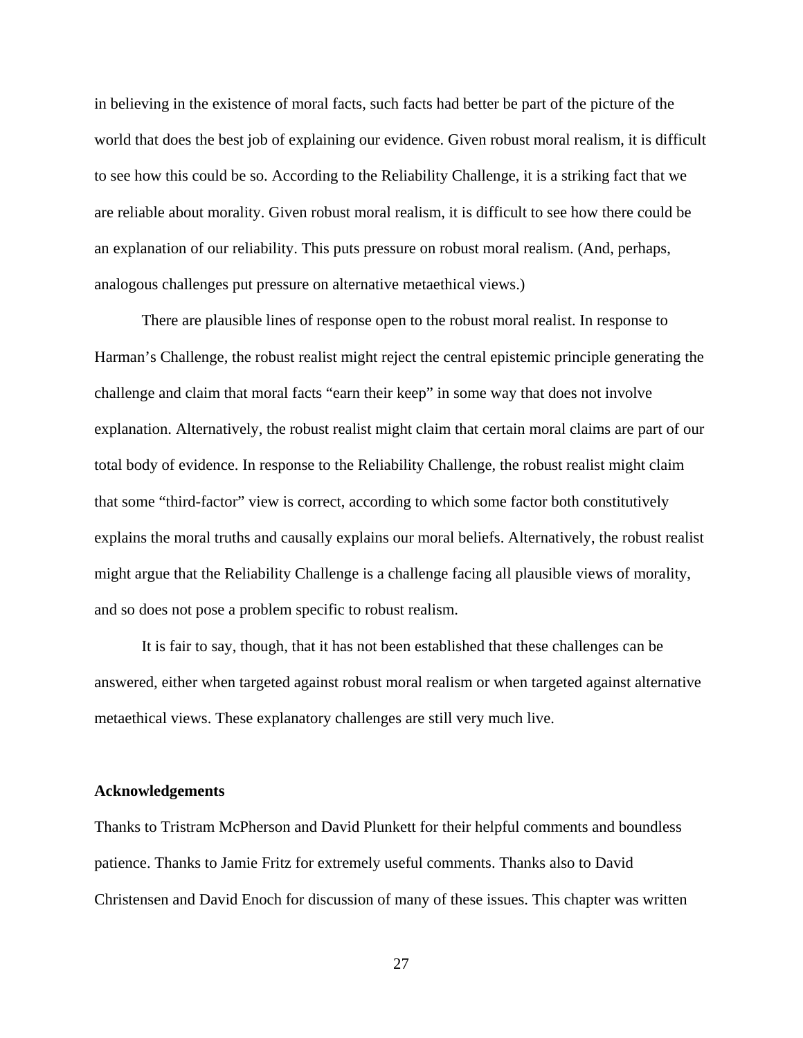in believing in the existence of moral facts, such facts had better be part of the picture of the world that does the best job of explaining our evidence. Given robust moral realism, it is difficult to see how this could be so. According to the Reliability Challenge, it is a striking fact that we are reliable about morality. Given robust moral realism, it is difficult to see how there could be an explanation of our reliability. This puts pressure on robust moral realism. (And, perhaps, analogous challenges put pressure on alternative metaethical views.)

There are plausible lines of response open to the robust moral realist. In response to Harman's Challenge, the robust realist might reject the central epistemic principle generating the challenge and claim that moral facts "earn their keep" in some way that does not involve explanation. Alternatively, the robust realist might claim that certain moral claims are part of our total body of evidence. In response to the Reliability Challenge, the robust realist might claim that some "third-factor" view is correct, according to which some factor both constitutively explains the moral truths and causally explains our moral beliefs. Alternatively, the robust realist might argue that the Reliability Challenge is a challenge facing all plausible views of morality, and so does not pose a problem specific to robust realism.

It is fair to say, though, that it has not been established that these challenges can be answered, either when targeted against robust moral realism or when targeted against alternative metaethical views. These explanatory challenges are still very much live.

**Acknowledgements**

Thanks to Tristram McPherson and David Plunkett for their helpful comments and boundless patience. Thanks to Jamie Fritz for extremely useful comments. Thanks also to David Christensen and David Enoch for discussion of many of these issues. This chapter was written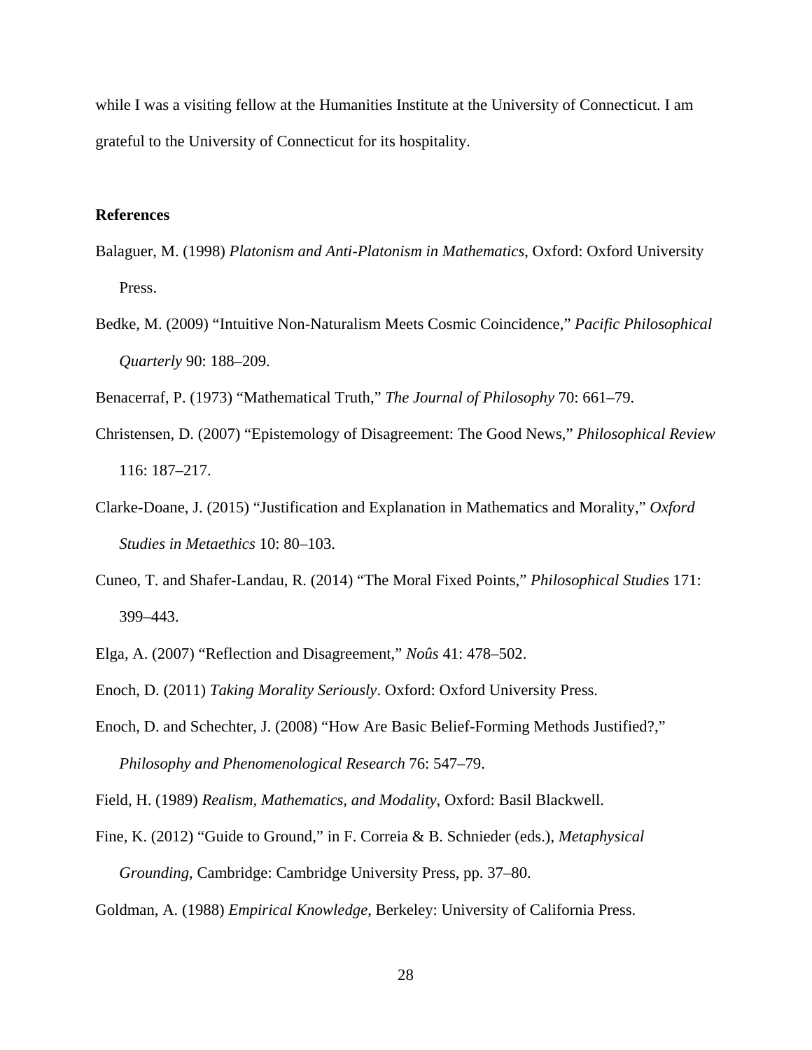while I was a visiting fellow at the Humanities Institute at the University of Connecticut. I am grateful to the University of Connecticut for its hospitality.

**References**

Balaguer, M. (1998) *Platonism and Anti-Platonism in Mathematics*, Oxford: Oxford University Press.

Bedke, M. (2009) "Intuitive Non-Naturalism Meets Cosmic Coincidence," *Pacific Philosophical Quarterly* 90: 188–209.

Benacerraf, P. (1973) "Mathematical Truth," *The Journal of Philosophy* 70: 661–79.

Christensen, D. (2007) "Epistemology of Disagreement: The Good News," *Philosophical Review* 116: 187–217.

Clarke-Doane, J. (2015) "Justification and Explanation in Mathematics and Morality," *Oxford Studies in Metaethics* 10: 80–103.

Cuneo, T. and Shafer-Landau, R. (2014) "The Moral Fixed Points," *Philosophical Studies* 171: 399–443.

Elga, A. (2007) "Reflection and Disagreement," *Noûs* 41: 478–502.

Enoch, D. (2011) *Taking Morality Seriously*. Oxford: Oxford University Press.

Enoch, D. and Schechter, J. (2008) "How Are Basic Belief-Forming Methods Justified?," *Philosophy and Phenomenological Research* 76: 547–79.

Field, H. (1989) *Realism, Mathematics, and Modality*, Oxford: Basil Blackwell.

Fine, K. (2012) "Guide to Ground," in F. Correia & B. Schnieder (eds.), *Metaphysical Grounding*, Cambridge: Cambridge University Press, pp. 37–80.

Goldman, A. (1988) *Empirical Knowledge*, Berkeley: University of California Press.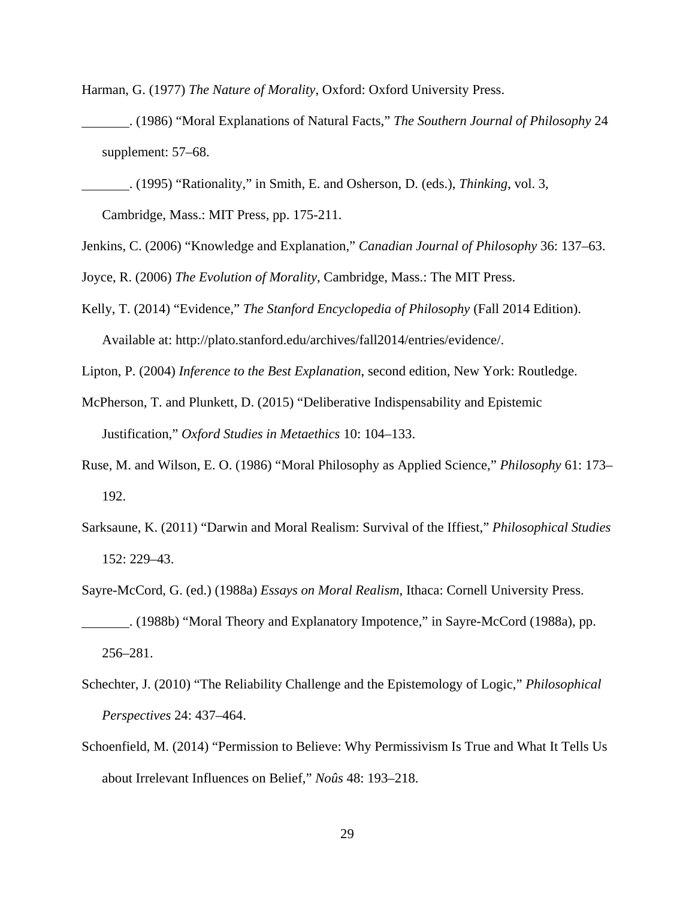Harman, G. (1977) *The Nature of Morality*, Oxford: Oxford University Press.

_______. (1986) “Moral Explanations of Natural Facts,” *The Southern Journal of Philosophy* 24 supplement: 57–68.

_______. (1995) “Rationality,” in Smith, E. and Osherson, D. (eds.), *Thinking*, vol. 3, Cambridge, Mass.: MIT Press, pp. 175-211.

Jenkins, C. (2006) “Knowledge and Explanation,” *Canadian Journal of Philosophy* 36: 137–63.

Joyce, R. (2006) *The Evolution of Morality*, Cambridge, Mass.: The MIT Press.

Kelly, T. (2014) “Evidence,” *The Stanford Encyclopedia of Philosophy* (Fall 2014 Edition). Available at: http://plato.stanford.edu/archives/fall2014/entries/evidence/.

Lipton, P. (2004) *Inference to the Best Explanation*, second edition, New York: Routledge.

McPherson, T. and Plunkett, D. (2015) “Deliberative Indispensability and Epistemic Justification,” *Oxford Studies in Metaethics* 10: 104–133.

Ruse, M. and Wilson, E. O. (1986) “Moral Philosophy as Applied Science,” *Philosophy* 61: 173–192.

Sarksaune, K. (2011) “Darwin and Moral Realism: Survival of the Iffiest,” *Philosophical Studies* 152: 229–43.

Sayre-McCord, G. (ed.) (1988a) *Essays on Moral Realism*, Ithaca: Cornell University Press.

_______. (1988b) “Moral Theory and Explanatory Impotence,” in Sayre-McCord (1988a), pp. 256–281.

Schechter, J. (2010) “The Reliability Challenge and the Epistemology of Logic,” *Philosophical Perspectives* 24: 437–464.

Schoenfield, M. (2014) “Permission to Believe: Why Permissivism Is True and What It Tells Us about Irrelevant Influences on Belief,” *Noûs* 48: 193–218.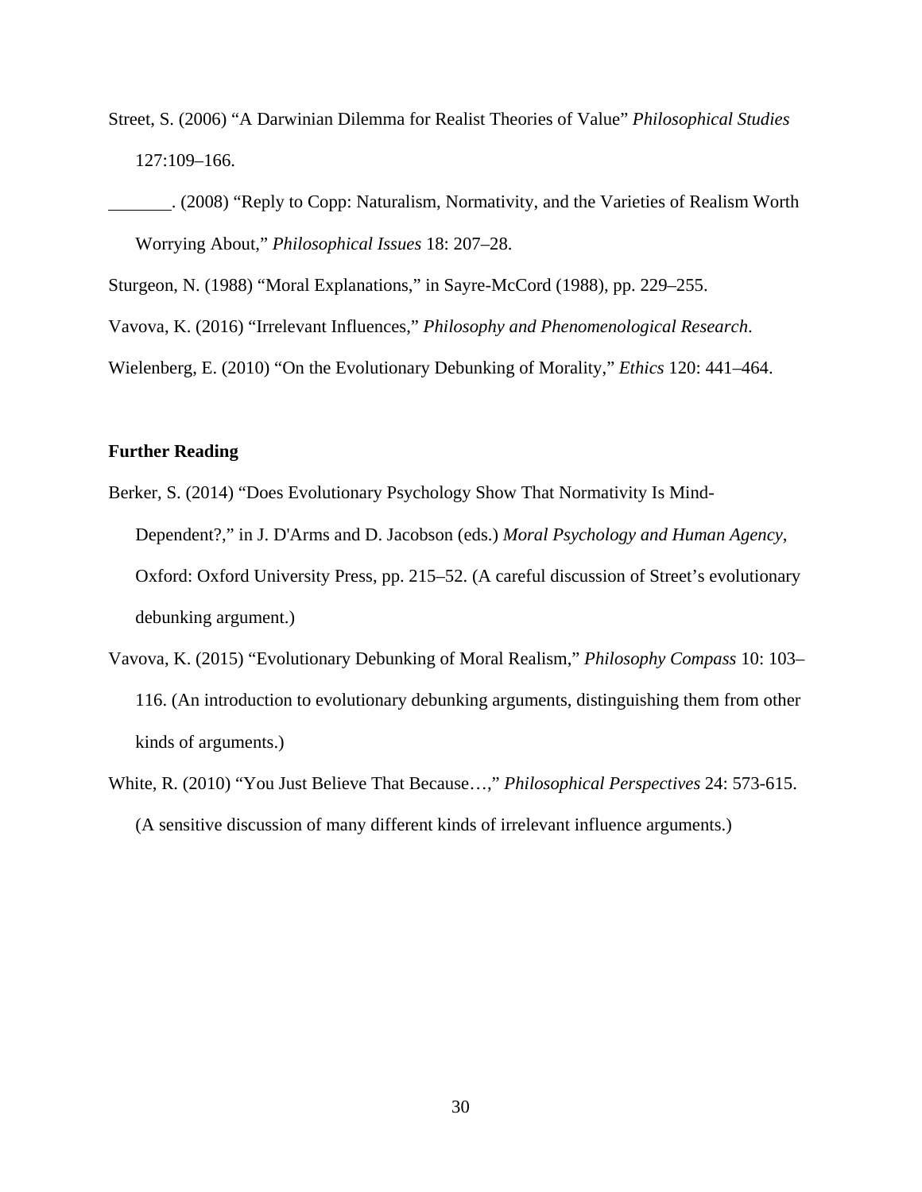Street, S. (2006) "A Darwinian Dilemma for Realist Theories of Value" *Philosophical Studies* 127:109–166.

_______. (2008) "Reply to Copp: Naturalism, Normativity, and the Varieties of Realism Worth Worrying About," *Philosophical Issues* 18: 207–28.

Sturgeon, N. (1988) "Moral Explanations," in Sayre-McCord (1988), pp. 229–255.

Vavova, K. (2016) "Irrelevant Influences," *Philosophy and Phenomenological Research*.

Wielenberg, E. (2010) "On the Evolutionary Debunking of Morality," *Ethics* 120: 441–464.

**Further Reading**

Berker, S. (2014) "Does Evolutionary Psychology Show That Normativity Is Mind-Dependent?," in J. D'Arms and D. Jacobson (eds.) *Moral Psychology and Human Agency*, Oxford: Oxford University Press, pp. 215–52. (A careful discussion of Street's evolutionary debunking argument.)

Vavova, K. (2015) "Evolutionary Debunking of Moral Realism," *Philosophy Compass* 10: 103–116. (An introduction to evolutionary debunking arguments, distinguishing them from other kinds of arguments.)

White, R. (2010) "You Just Believe That Because…," *Philosophical Perspectives* 24: 573-615. (A sensitive discussion of many different kinds of irrelevant influence arguments.)